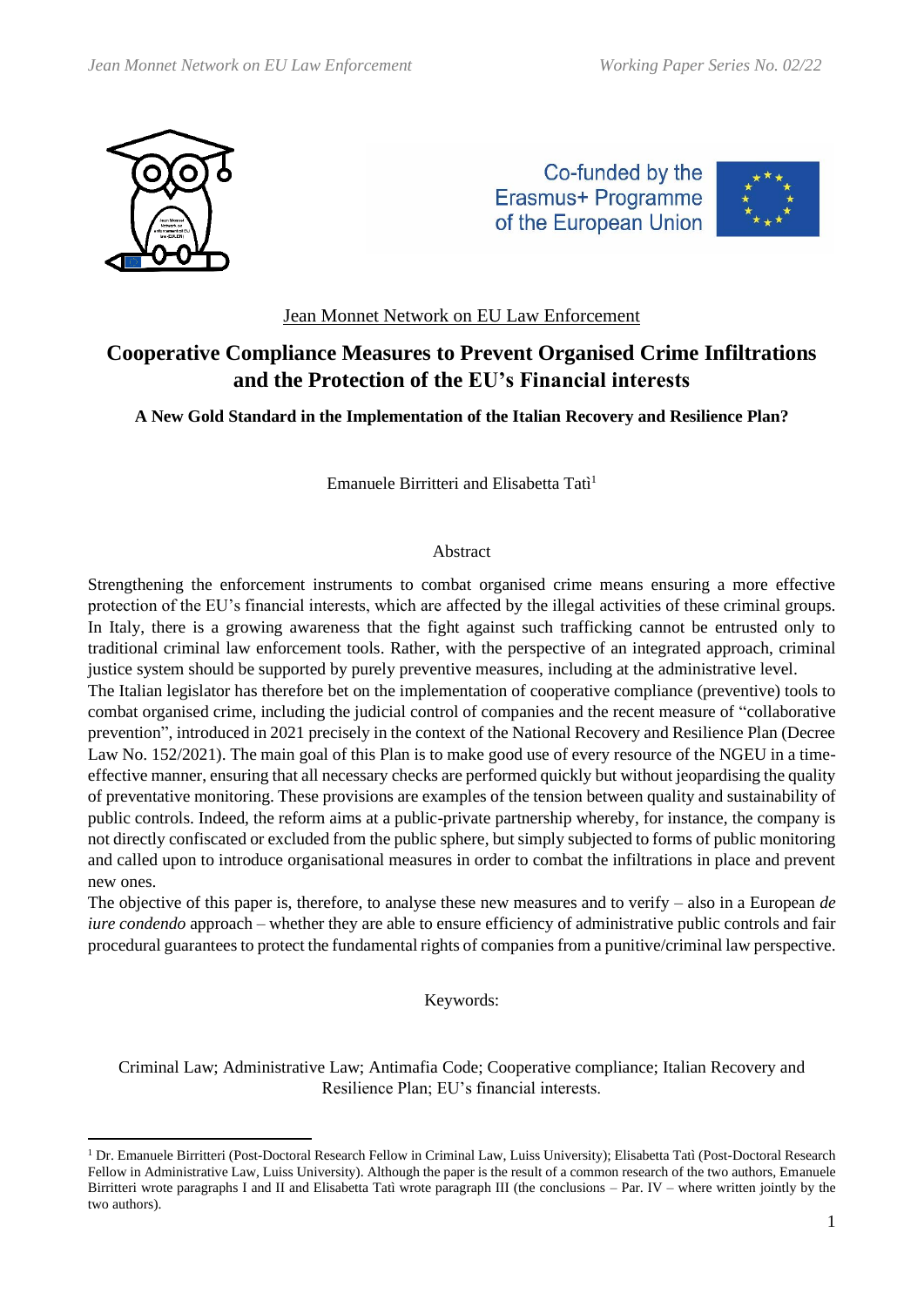Jean Monnet Network on EU Law Enforcement

# Cooperative Compliance Measures to Prevent Organised Crime Infiltrations and the Protection of the EU's Financial interests

**A New Gold Standard in the Implementation of the Italian Recovery and Resilience Plan?**

Emanuele Birritteri and Elisabetta Tatì[1]

## Abstract

Strengthening the enforcement instruments to combat organised crime means ensuring a more effective protection of the EU's financial interests, which are affected by the illegal activities of these criminal groups. In Italy, there is a growing awareness that the fight against such trafficking cannot be entrusted only to traditional criminal law enforcement tools. Rather, with the perspective of an integrated approach, criminal justice system should be supported by purely preventive measures, including at the administrative level.

The Italian legislator has therefore bet on the implementation of cooperative compliance (preventive) tools to combat organised crime, including the judicial control of companies and the recent measure of "collaborative prevention", introduced in 2021 precisely in the context of the National Recovery and Resilience Plan (Decree Law No. 152/2021). The main goal of this Plan is to make good use of every resource of the NGEU in a time-effective manner, ensuring that all necessary checks are performed quickly but without jeopardising the quality of preventative monitoring. These provisions are examples of the tension between quality and sustainability of public controls. Indeed, the reform aims at a public-private partnership whereby, for instance, the company is not directly confiscated or excluded from the public sphere, but simply subjected to forms of public monitoring and called upon to introduce organisational measures in order to combat the infiltrations in place and prevent new ones.

The objective of this paper is, therefore, to analyse these new measures and to verify – also in a European *de iure condendo* approach – whether they are able to ensure efficiency of administrative public controls and fair procedural guarantees to protect the fundamental rights of companies from a punitive/criminal law perspective.

Keywords:

Criminal Law; Administrative Law; Antimafia Code; Cooperative compliance; Italian Recovery and Resilience Plan; EU's financial interests.

---

[1] Dr. Emanuele Birritteri (Post-Doctoral Research Fellow in Criminal Law, Luiss University); Elisabetta Tatì (Post-Doctoral Research Fellow in Administrative Law, Luiss University). Although the paper is the result of a common research of the two authors, Emanuele Birritteri wrote paragraphs I and II and Elisabetta Tatì wrote paragraph III (the conclusions – Par. IV – where written jointly by the two authors).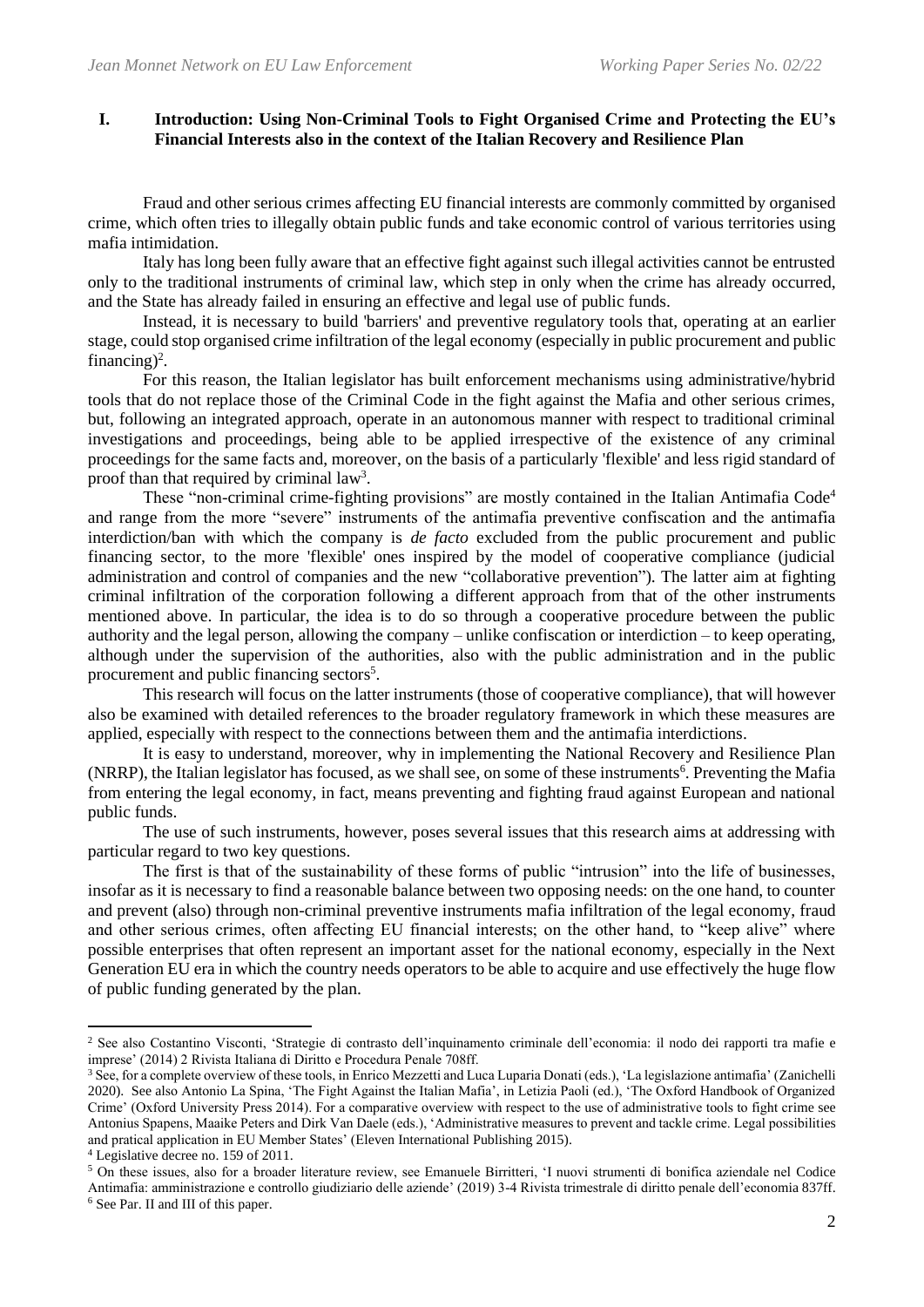## I. Introduction: Using Non-Criminal Tools to Fight Organised Crime and Protecting the EU's Financial Interests also in the context of the Italian Recovery and Resilience Plan

Fraud and other serious crimes affecting EU financial interests are commonly committed by organised crime, which often tries to illegally obtain public funds and take economic control of various territories using mafia intimidation.

Italy has long been fully aware that an effective fight against such illegal activities cannot be entrusted only to the traditional instruments of criminal law, which step in only when the crime has already occurred, and the State has already failed in ensuring an effective and legal use of public funds.

Instead, it is necessary to build 'barriers' and preventive regulatory tools that, operating at an earlier stage, could stop organised crime infiltration of the legal economy (especially in public procurement and public financing)[2].

For this reason, the Italian legislator has built enforcement mechanisms using administrative/hybrid tools that do not replace those of the Criminal Code in the fight against the Mafia and other serious crimes, but, following an integrated approach, operate in an autonomous manner with respect to traditional criminal investigations and proceedings, being able to be applied irrespective of the existence of any criminal proceedings for the same facts and, moreover, on the basis of a particularly 'flexible' and less rigid standard of proof than that required by criminal law[3].

These "non-criminal crime-fighting provisions" are mostly contained in the Italian Antimafia Code[4] and range from the more "severe" instruments of the antimafia preventive confiscation and the antimafia interdiction/ban with which the company is *de facto* excluded from the public procurement and public financing sector, to the more 'flexible' ones inspired by the model of cooperative compliance (judicial administration and control of companies and the new "collaborative prevention"). The latter aim at fighting criminal infiltration of the corporation following a different approach from that of the other instruments mentioned above. In particular, the idea is to do so through a cooperative procedure between the public authority and the legal person, allowing the company – unlike confiscation or interdiction – to keep operating, although under the supervision of the authorities, also with the public administration and in the public procurement and public financing sectors[5].

This research will focus on the latter instruments (those of cooperative compliance), that will however also be examined with detailed references to the broader regulatory framework in which these measures are applied, especially with respect to the connections between them and the antimafia interdictions.

It is easy to understand, moreover, why in implementing the National Recovery and Resilience Plan (NRRP), the Italian legislator has focused, as we shall see, on some of these instruments[6]. Preventing the Mafia from entering the legal economy, in fact, means preventing and fighting fraud against European and national public funds.

The use of such instruments, however, poses several issues that this research aims at addressing with particular regard to two key questions.

The first is that of the sustainability of these forms of public "intrusion" into the life of businesses, insofar as it is necessary to find a reasonable balance between two opposing needs: on the one hand, to counter and prevent (also) through non-criminal preventive instruments mafia infiltration of the legal economy, fraud and other serious crimes, often affecting EU financial interests; on the other hand, to "keep alive" where possible enterprises that often represent an important asset for the national economy, especially in the Next Generation EU era in which the country needs operators to be able to acquire and use effectively the huge flow of public funding generated by the plan.

---

[2] See also Costantino Visconti, 'Strategie di contrasto dell'inquinamento criminale dell'economia: il nodo dei rapporti tra mafie e imprese' (2014) 2 Rivista Italiana di Diritto e Procedura Penale 708ff.

[3] See, for a complete overview of these tools, in Enrico Mezzetti and Luca Luparia Donati (eds.), 'La legislazione antimafia' (Zanichelli 2020). See also Antonio La Spina, 'The Fight Against the Italian Mafia', in Letizia Paoli (ed.), 'The Oxford Handbook of Organized Crime' (Oxford University Press 2014). For a comparative overview with respect to the use of administrative tools to fight crime see Antonius Spapens, Maaike Peters and Dirk Van Daele (eds.), 'Administrative measures to prevent and tackle crime. Legal possibilities and pratical application in EU Member States' (Eleven International Publishing 2015).

[4] Legislative decree no. 159 of 2011.

[5] On these issues, also for a broader literature review, see Emanuele Birritteri, 'I nuovi strumenti di bonifica aziendale nel Codice Antimafia: amministrazione e controllo giudiziario delle aziende' (2019) 3-4 Rivista trimestrale di diritto penale dell'economia 837ff.

[6] See Par. II and III of this paper.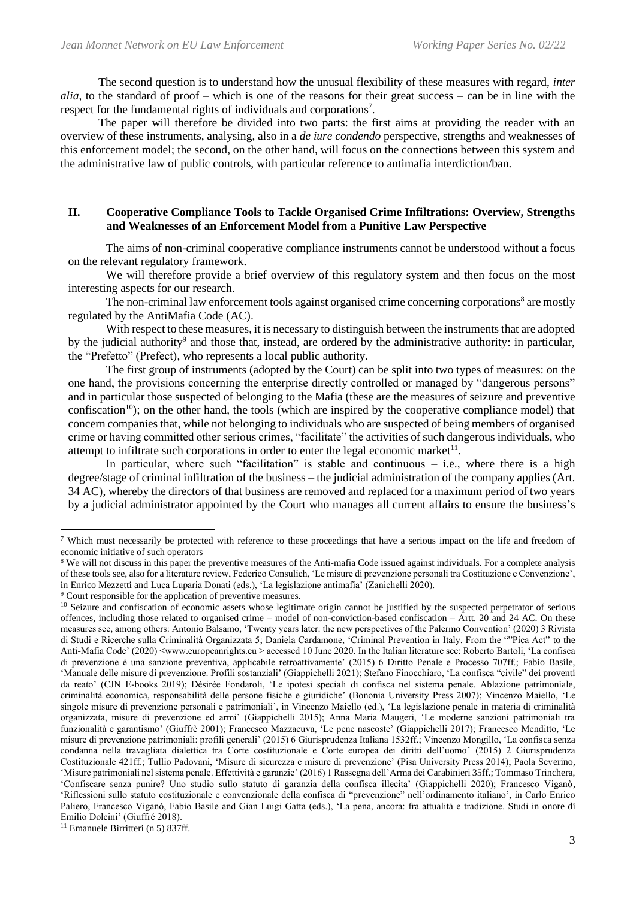The second question is to understand how the unusual flexibility of these measures with regard, *inter alia*, to the standard of proof – which is one of the reasons for their great success – can be in line with the respect for the fundamental rights of individuals and corporations[7].

The paper will therefore be divided into two parts: the first aims at providing the reader with an overview of these instruments, analysing, also in a *de iure condendo* perspective, strengths and weaknesses of this enforcement model; the second, on the other hand, will focus on the connections between this system and the administrative law of public controls, with particular reference to antimafia interdiction/ban.

## II. Cooperative Compliance Tools to Tackle Organised Crime Infiltrations: Overview, Strengths and Weaknesses of an Enforcement Model from a Punitive Law Perspective

The aims of non-criminal cooperative compliance instruments cannot be understood without a focus on the relevant regulatory framework.

We will therefore provide a brief overview of this regulatory system and then focus on the most interesting aspects for our research.

The non-criminal law enforcement tools against organised crime concerning corporations[8] are mostly regulated by the AntiMafia Code (AC).

With respect to these measures, it is necessary to distinguish between the instruments that are adopted by the judicial authority[9] and those that, instead, are ordered by the administrative authority: in particular, the "Prefetto" (Prefect), who represents a local public authority.

The first group of instruments (adopted by the Court) can be split into two types of measures: on the one hand, the provisions concerning the enterprise directly controlled or managed by "dangerous persons" and in particular those suspected of belonging to the Mafia (these are the measures of seizure and preventive confiscation[10]); on the other hand, the tools (which are inspired by the cooperative compliance model) that concern companies that, while not belonging to individuals who are suspected of being members of organised crime or having committed other serious crimes, "facilitate" the activities of such dangerous individuals, who attempt to infiltrate such corporations in order to enter the legal economic market[11].

In particular, where such "facilitation" is stable and continuous – i.e., where there is a high degree/stage of criminal infiltration of the business – the judicial administration of the company applies (Art. 34 AC), whereby the directors of that business are removed and replaced for a maximum period of two years by a judicial administrator appointed by the Court who manages all current affairs to ensure the business's

---

[7] Which must necessarily be protected with reference to these proceedings that have a serious impact on the life and freedom of economic initiative of such operators

[8] We will not discuss in this paper the preventive measures of the Anti-mafia Code issued against individuals. For a complete analysis of these tools see, also for a literature review, Federico Consulich, 'Le misure di prevenzione personali tra Costituzione e Convenzione', in Enrico Mezzetti and Luca Luparia Donati (eds.), 'La legislazione antimafia' (Zanichelli 2020).

[9] Court responsible for the application of preventive measures.

[10] Seizure and confiscation of economic assets whose legitimate origin cannot be justified by the suspected perpetrator of serious offences, including those related to organised crime – model of non-conviction-based confiscation – Artt. 20 and 24 AC. On these measures see, among others: Antonio Balsamo, 'Twenty years later: the new perspectives of the Palermo Convention' (2020) 3 Rivista di Studi e Ricerche sulla Criminalità Organizzata 5; Daniela Cardamone, 'Criminal Prevention in Italy. From the ""Pica Act" to the Anti-Mafia Code' (2020) <www.europeanrights.eu > accessed 10 June 2020. In the Italian literature see: Roberto Bartoli, 'La confisca di prevenzione è una sanzione preventiva, applicabile retroattivamente' (2015) 6 Diritto Penale e Processo 707ff.; Fabio Basile, 'Manuale delle misure di prevenzione. Profili sostanziali' (Giappichelli 2021); Stefano Finocchiaro, 'La confisca "civile" dei proventi da reato' (CJN E-books 2019); Dèsirèe Fondaroli, 'Le ipotesi speciali di confisca nel sistema penale. Ablazione patrimoniale, criminalità economica, responsabilità delle persone fisiche e giuridiche' (Bononia University Press 2007); Vincenzo Maiello, 'Le singole misure di prevenzione personali e patrimoniali', in Vincenzo Maiello (ed.), 'La legislazione penale in materia di criminalità organizzata, misure di prevenzione ed armi' (Giappichelli 2015); Anna Maria Maugeri, 'Le moderne sanzioni patrimoniali tra funzionalità e garantismo' (Giuffrè 2001); Francesco Mazzacuva, 'Le pene nascoste' (Giappichelli 2017); Francesco Menditto, 'Le misure di prevenzione patrimoniali: profili generali' (2015) 6 Giurisprudenza Italiana 1532ff.; Vincenzo Mongillo, 'La confisca senza condanna nella travagliata dialettica tra Corte costituzionale e Corte europea dei diritti dell'uomo' (2015) 2 Giurisprudenza Costituzionale 421ff.; Tullio Padovani, 'Misure di sicurezza e misure di prevenzione' (Pisa University Press 2014); Paola Severino, 'Misure patrimoniali nel sistema penale. Effettività e garanzie' (2016) 1 Rassegna dell'Arma dei Carabinieri 35ff.; Tommaso Trinchera, 'Confiscare senza punire? Uno studio sullo statuto di garanzia della confisca illecita' (Giappichelli 2020); Francesco Viganò, 'Riflessioni sullo statuto costituzionale e convenzionale della confisca di "prevenzione" nell'ordinamento italiano', in Carlo Enrico Paliero, Francesco Viganò, Fabio Basile and Gian Luigi Gatta (eds.), 'La pena, ancora: fra attualità e tradizione. Studi in onore di Emilio Dolcini' (Giuffré 2018).

[11] Emanuele Birritteri (n 5) 837ff.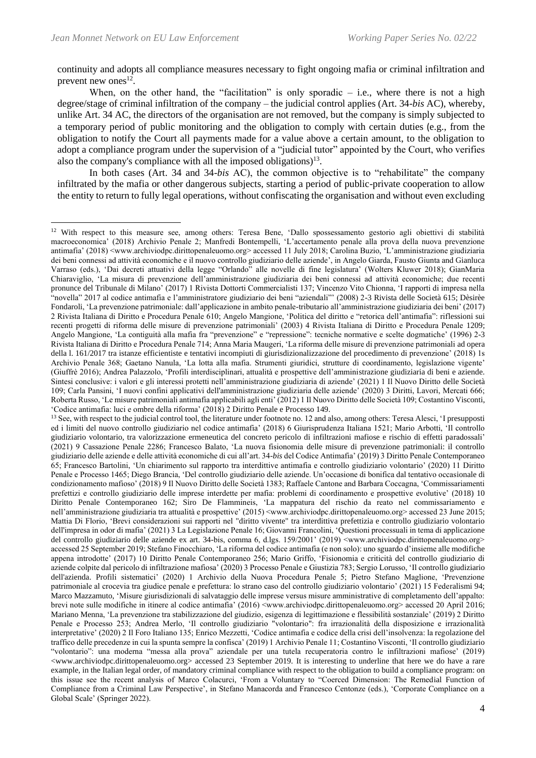continuity and adopts all compliance measures necessary to fight ongoing mafia or criminal infiltration and prevent new ones[12].

When, on the other hand, the "facilitation" is only sporadic – i.e., where there is not a high degree/stage of criminal infiltration of the company – the judicial control applies (Art. 34-*bis* AC), whereby, unlike Art. 34 AC, the directors of the organisation are not removed, but the company is simply subjected to a temporary period of public monitoring and the obligation to comply with certain duties (e.g., from the obligation to notify the Court all payments made for a value above a certain amount, to the obligation to adopt a compliance program under the supervision of a "judicial tutor" appointed by the Court, who verifies also the company's compliance with all the imposed obligations)[13].

In both cases (Art. 34 and 34-*bis* AC), the common objective is to "rehabilitate" the company infiltrated by the mafia or other dangerous subjects, starting a period of public-private cooperation to allow the entity to return to fully legal operations, without confiscating the organisation and without even excluding

---

[12] With respect to this measure see, among others: Teresa Bene, 'Dallo spossessamento gestorio agli obiettivi di stabilità macroeconomica' (2018) Archivio Penale 2; Manfredi Bontempelli, 'L'accertamento penale alla prova della nuova prevenzione antimafia' (2018) <www.archiviodpc.dirittopenaleuomo.org> accessed 11 July 2018; Carolina Buzio, 'L'amministrazione giudiziaria dei beni connessi ad attività economiche e il nuovo controllo giudiziario delle aziende', in Angelo Giarda, Fausto Giunta and Gianluca Varraso (eds.), 'Dai decreti attuativi della legge "Orlando" alle novelle di fine legislatura' (Wolters Kluwer 2018); GianMaria Chiaraviglio, 'La misura di prevenzione dell'amministrazione giudiziaria dei beni connessi ad attività economiche; due recenti pronunce del Tribunale di Milano' (2017) 1 Rivista Dottori Commercialisti 137; Vincenzo Vito Chionna, 'I rapporti di impresa nella "novella" 2017 al codice antimafia e l'amministratore giudiziario dei beni "aziendali"' (2008) 2-3 Rivista delle Società 615; Dèsirèe Fondaroli, 'La prevenzione patrimoniale: dall'applicazione in ambito penale-tributario all'amministrazione giudiziaria dei beni' (2017) 2 Rivista Italiana di Diritto e Procedura Penale 610; Angelo Mangione, 'Politica del diritto e "retorica dell'antimafia": riflessioni sui recenti progetti di riforma delle misure di prevenzione patrimoniali' (2003) 4 Rivista Italiana di Diritto e Procedura Penale 1209; Angelo Mangione, 'La contiguità alla mafia fra "prevenzione" e "repressione": tecniche normative e scelte dogmatiche' (1996) 2-3 Rivista Italiana di Diritto e Procedura Penale 714; Anna Maria Maugeri, 'La riforma delle misure di prevenzione patrimoniali ad opera della l. 161/2017 tra istanze efficientiste e tentativi incompiuti di giurisdizionalizzazione del procedimento di prevenzione' (2018) 1s Archivio Penale 368; Gaetano Nanula, 'La lotta alla mafia. Strumenti giuridici, strutture di coordinamento, legislazione vigente' (Giuffrè 2016); Andrea Palazzolo, 'Profili interdisciplinari, attualità e prospettive dell'amministrazione giudiziaria di beni e aziende. Sintesi conclusive: i valori e gli interessi protetti nell'amministrazione giudiziaria di aziende' (2021) 1 Il Nuovo Diritto delle Società 109; Carla Pansini, 'I nuovi confini applicativi dell'amministrazione giudiziaria delle aziende' (2020) 3 Diritti, Lavori, Mercati 666; Roberta Russo, 'Le misure patrimoniali antimafia applicabili agli enti' (2012) 1 Il Nuovo Diritto delle Società 109; Costantino Visconti, 'Codice antimafia: luci e ombre della riforma' (2018) 2 Diritto Penale e Processo 149.

[13] See, with respect to the judicial control tool, the literature under footnote no. 12 and also, among others: Teresa Alesci, 'I presupposti ed i limiti del nuovo controllo giudiziario nel codice antimafia' (2018) 6 Giurisprudenza Italiana 1521; Mario Arbotti, 'Il controllo giudiziario volontario, tra valorizzazione ermeneutica del concreto pericolo di infiltrazioni mafiose e rischio di effetti paradossali' (2021) 9 Cassazione Penale 2286; Francesco Balato, 'La nuova fisionomia delle misure di prevenzione patrimoniali: il controllo giudiziario delle aziende e delle attività economiche di cui all'art. 34-*bis* del Codice Antimafia' (2019) 3 Diritto Penale Contemporaneo 65; Francesco Bartolini, 'Un chiarimento sul rapporto tra interdittive antimafia e controllo giudiziario volontario' (2020) 11 Diritto Penale e Processo 1465; Diego Brancia, 'Del controllo giudiziario delle aziende. Un'occasione di bonifica dal tentativo occasionale di condizionamento mafioso' (2018) 9 Il Nuovo Diritto delle Società 1383; Raffaele Cantone and Barbara Coccagna, 'Commissariamenti prefettizi e controllo giudiziario delle imprese interdette per mafia: problemi di coordinamento e prospettive evolutive' (2018) 10 Diritto Penale Contemporaneo 162; Siro De Flammineis, 'La mappatura del rischio da reato nel commissariamento e nell'amministrazione giudiziaria tra attualità e prospettive' (2015) <www.archiviodpc.dirittopenaleuomo.org> accessed 23 June 2015; Mattia Di Florio, 'Brevi considerazioni sui rapporti nel "diritto vivente" tra interdittiva prefettizia e controllo giudiziario volontario dell'impresa in odor di mafia' (2021) 3 La Legislazione Penale 16; Giovanni Francolini, 'Questioni processuali in tema di applicazione del controllo giudiziario delle aziende ex art. 34-bis, comma 6, d.lgs. 159/2001' (2019) <www.archiviodpc.dirittopenaleuomo.org> accessed 25 September 2019; Stefano Finocchiaro, 'La riforma del codice antimafia (e non solo): uno sguardo d'insieme alle modifiche appena introdotte' (2017) 10 Diritto Penale Contemporaneo 256; Mario Griffo, 'Fisionomia e criticità del controllo giudiziario di aziende colpite dal pericolo di infiltrazione mafiosa' (2020) 3 Processo Penale e Giustizia 783; Sergio Lorusso, 'Il controllo giudiziario dell'azienda. Profili sistematici' (2020) 1 Archivio della Nuova Procedura Penale 5; Pietro Stefano Maglione, 'Prevenzione patrimoniale al crocevia tra giudice penale e prefettura: lo strano caso del controllo giudiziario volontario' (2021) 15 Federalismi 94; Marco Mazzamuto, 'Misure giurisdizionali di salvataggio delle imprese versus misure amministrative di completamento dell'appalto: brevi note sulle modifiche in itinere al codice antimafia' (2016) <www.archiviodpc.dirittopenaleuomo.org> accessed 20 April 2016; Mariano Menna, 'La prevenzione tra stabilizzazione del giudizio, esigenza di legittimazione e flessibilità sostanziale' (2019) 2 Diritto Penale e Processo 253; Andrea Merlo, 'Il controllo giudiziario "volontario": fra irrazionalità della disposizione e irrazionalità interpretative' (2020) 2 Il Foro Italiano 135; Enrico Mezzetti, 'Codice antimafia e codice della crisi dell'insolvenza: la regolazione del traffico delle precedenze in cui la spunta sempre la confisca' (2019) 1 Archivio Penale 11; Costantino Visconti, 'Il controllo giudiziario "volontario": una moderna "messa alla prova" aziendale per una tutela recuperatoria contro le infiltrazioni mafiose' (2019) <www.archiviodpc.dirittopenaleuomo.org> accessed 23 September 2019. It is interesting to underline that here we do have a rare example, in the Italian legal order, of mandatory criminal compliance with respect to the obligation to build a compliance program: on this issue see the recent analysis of Marco Colacurci, 'From a Voluntary to "Coerced Dimension: The Remedial Function of Compliance from a Criminal Law Perspective', in Stefano Manacorda and Francesco Centonze (eds.), 'Corporate Compliance on a Global Scale' (Springer 2022).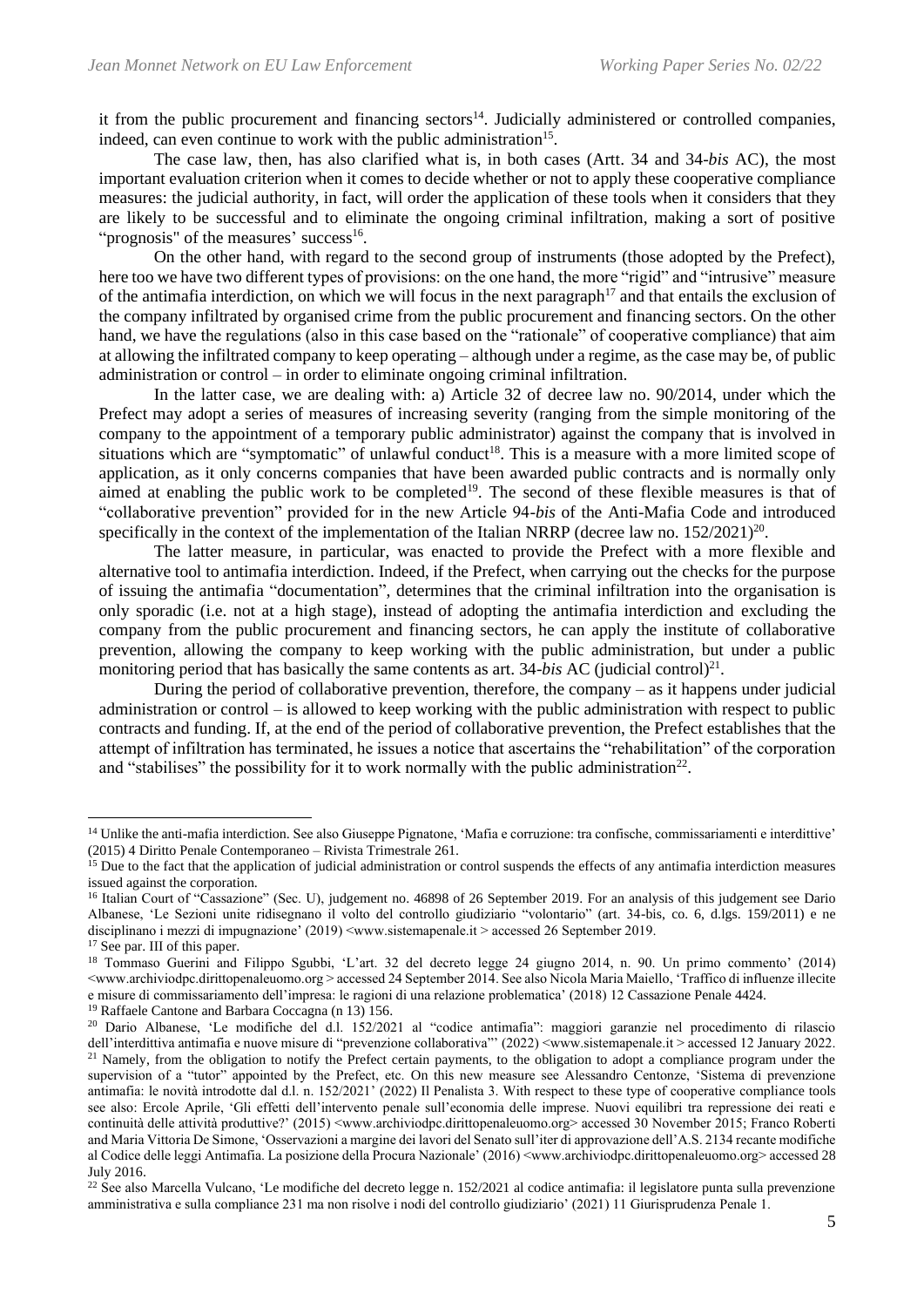it from the public procurement and financing sectors[14]. Judicially administered or controlled companies, indeed, can even continue to work with the public administration[15].

The case law, then, has also clarified what is, in both cases (Artt. 34 and 34-*bis* AC), the most important evaluation criterion when it comes to decide whether or not to apply these cooperative compliance measures: the judicial authority, in fact, will order the application of these tools when it considers that they are likely to be successful and to eliminate the ongoing criminal infiltration, making a sort of positive "prognosis" of the measures' success[16].

On the other hand, with regard to the second group of instruments (those adopted by the Prefect), here too we have two different types of provisions: on the one hand, the more "rigid" and "intrusive" measure of the antimafia interdiction, on which we will focus in the next paragraph[17] and that entails the exclusion of the company infiltrated by organised crime from the public procurement and financing sectors. On the other hand, we have the regulations (also in this case based on the "rationale" of cooperative compliance) that aim at allowing the infiltrated company to keep operating – although under a regime, as the case may be, of public administration or control – in order to eliminate ongoing criminal infiltration.

In the latter case, we are dealing with: a) Article 32 of decree law no. 90/2014, under which the Prefect may adopt a series of measures of increasing severity (ranging from the simple monitoring of the company to the appointment of a temporary public administrator) against the company that is involved in situations which are "symptomatic" of unlawful conduct[18]. This is a measure with a more limited scope of application, as it only concerns companies that have been awarded public contracts and is normally only aimed at enabling the public work to be completed[19]. The second of these flexible measures is that of "collaborative prevention" provided for in the new Article 94-*bis* of the Anti-Mafia Code and introduced specifically in the context of the implementation of the Italian NRRP (decree law no. 152/2021)[20].

The latter measure, in particular, was enacted to provide the Prefect with a more flexible and alternative tool to antimafia interdiction. Indeed, if the Prefect, when carrying out the checks for the purpose of issuing the antimafia "documentation", determines that the criminal infiltration into the organisation is only sporadic (i.e. not at a high stage), instead of adopting the antimafia interdiction and excluding the company from the public procurement and financing sectors, he can apply the institute of collaborative prevention, allowing the company to keep working with the public administration, but under a public monitoring period that has basically the same contents as art. 34-*bis* AC (judicial control)[21].

During the period of collaborative prevention, therefore, the company – as it happens under judicial administration or control – is allowed to keep working with the public administration with respect to public contracts and funding. If, at the end of the period of collaborative prevention, the Prefect establishes that the attempt of infiltration has terminated, he issues a notice that ascertains the "rehabilitation" of the corporation and "stabilises" the possibility for it to work normally with the public administration[22].

---

[14] Unlike the anti-mafia interdiction. See also Giuseppe Pignatone, 'Mafia e corruzione: tra confische, commissariamenti e interdittive' (2015) 4 Diritto Penale Contemporaneo – Rivista Trimestrale 261.

[15] Due to the fact that the application of judicial administration or control suspends the effects of any antimafia interdiction measures issued against the corporation.

[16] Italian Court of "Cassazione" (Sec. U), judgement no. 46898 of 26 September 2019. For an analysis of this judgement see Dario Albanese, 'Le Sezioni unite ridisegnano il volto del controllo giudiziario "volontario" (art. 34-bis, co. 6, d.lgs. 159/2011) e ne disciplinano i mezzi di impugnazione' (2019) <www.sistemapenale.it > accessed 26 September 2019.

[17] See par. III of this paper.

[18] Tommaso Guerini and Filippo Sgubbi, 'L'art. 32 del decreto legge 24 giugno 2014, n. 90. Un primo commento' (2014) <www.archiviodpc.dirittopenaleuomo.org > accessed 24 September 2014. See also Nicola Maria Maiello, 'Traffico di influenze illecite e misure di commissariamento dell'impresa: le ragioni di una relazione problematica' (2018) 12 Cassazione Penale 4424.

[19] Raffaele Cantone and Barbara Coccagna (n 13) 156.

[20] Dario Albanese, 'Le modifiche del d.l. 152/2021 al "codice antimafia": maggiori garanzie nel procedimento di rilascio dell'interdittiva antimafia e nuove misure di "prevenzione collaborativa"' (2022) <www.sistemapenale.it > accessed 12 January 2022.

[21] Namely, from the obligation to notify the Prefect certain payments, to the obligation to adopt a compliance program under the supervision of a "tutor" appointed by the Prefect, etc. On this new measure see Alessandro Centonze, 'Sistema di prevenzione antimafia: le novità introdotte dal d.l. n. 152/2021' (2022) Il Penalista 3. With respect to these type of cooperative compliance tools see also: Ercole Aprile, 'Gli effetti dell'intervento penale sull'economia delle imprese. Nuovi equilibri tra repressione dei reati e continuità delle attività produttive?' (2015) <www.archiviodpc.dirittopenaleuomo.org> accessed 30 November 2015; Franco Roberti and Maria Vittoria De Simone, 'Osservazioni a margine dei lavori del Senato sull'iter di approvazione dell'A.S. 2134 recante modifiche al Codice delle leggi Antimafia. La posizione della Procura Nazionale' (2016) <www.archiviodpc.dirittopenaleuomo.org> accessed 28 July 2016.

[22] See also Marcella Vulcano, 'Le modifiche del decreto legge n. 152/2021 al codice antimafia: il legislatore punta sulla prevenzione amministrativa e sulla compliance 231 ma non risolve i nodi del controllo giudiziario' (2021) 11 Giurisprudenza Penale 1.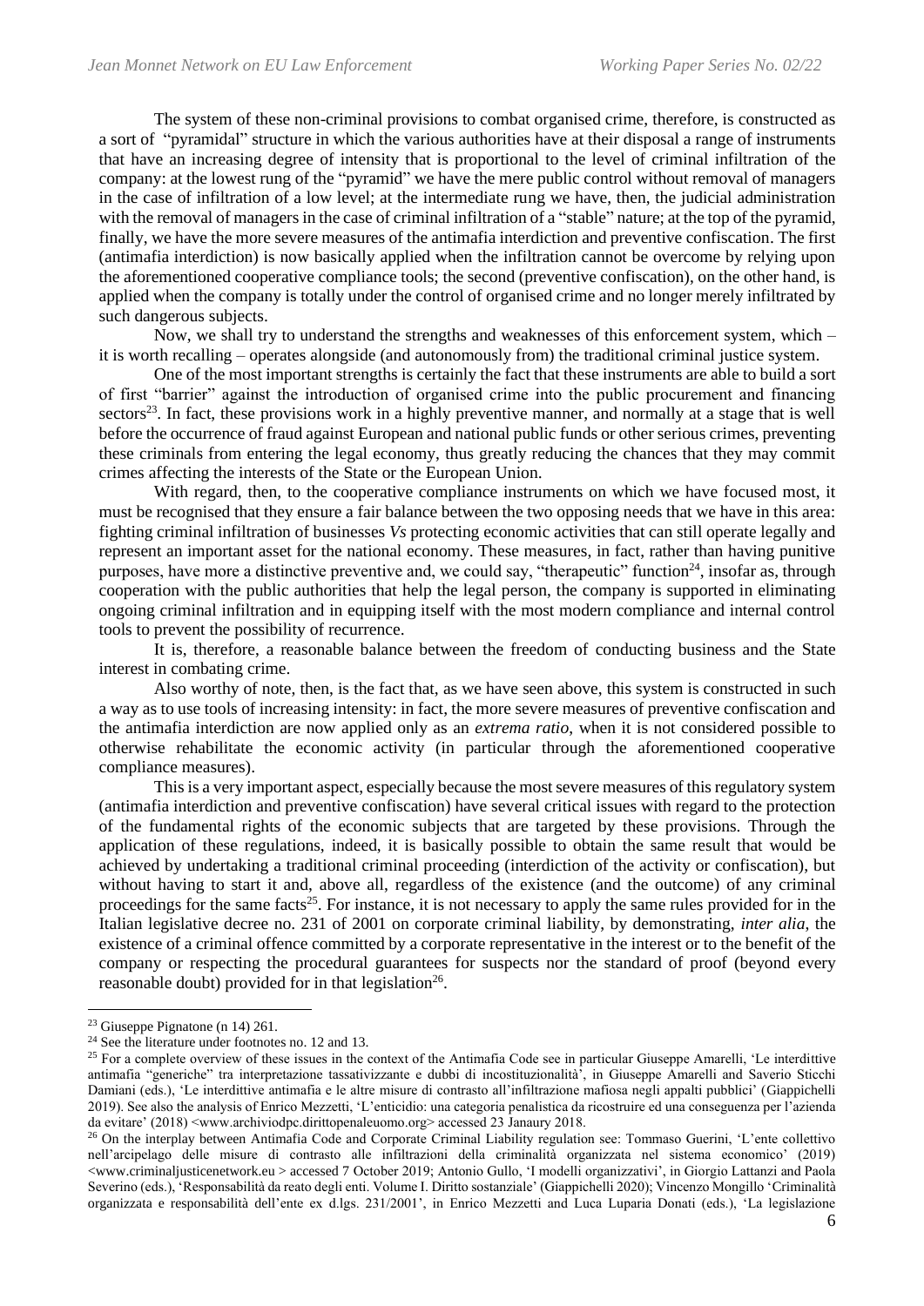The system of these non-criminal provisions to combat organised crime, therefore, is constructed as a sort of "pyramidal" structure in which the various authorities have at their disposal a range of instruments that have an increasing degree of intensity that is proportional to the level of criminal infiltration of the company: at the lowest rung of the "pyramid" we have the mere public control without removal of managers in the case of infiltration of a low level; at the intermediate rung we have, then, the judicial administration with the removal of managers in the case of criminal infiltration of a "stable" nature; at the top of the pyramid, finally, we have the more severe measures of the antimafia interdiction and preventive confiscation. The first (antimafia interdiction) is now basically applied when the infiltration cannot be overcome by relying upon the aforementioned cooperative compliance tools; the second (preventive confiscation), on the other hand, is applied when the company is totally under the control of organised crime and no longer merely infiltrated by such dangerous subjects.

Now, we shall try to understand the strengths and weaknesses of this enforcement system, which – it is worth recalling – operates alongside (and autonomously from) the traditional criminal justice system.

One of the most important strengths is certainly the fact that these instruments are able to build a sort of first "barrier" against the introduction of organised crime into the public procurement and financing sectors[23]. In fact, these provisions work in a highly preventive manner, and normally at a stage that is well before the occurrence of fraud against European and national public funds or other serious crimes, preventing these criminals from entering the legal economy, thus greatly reducing the chances that they may commit crimes affecting the interests of the State or the European Union.

With regard, then, to the cooperative compliance instruments on which we have focused most, it must be recognised that they ensure a fair balance between the two opposing needs that we have in this area: fighting criminal infiltration of businesses *Vs* protecting economic activities that can still operate legally and represent an important asset for the national economy. These measures, in fact, rather than having punitive purposes, have more a distinctive preventive and, we could say, "therapeutic" function[24], insofar as, through cooperation with the public authorities that help the legal person, the company is supported in eliminating ongoing criminal infiltration and in equipping itself with the most modern compliance and internal control tools to prevent the possibility of recurrence.

It is, therefore, a reasonable balance between the freedom of conducting business and the State interest in combating crime.

Also worthy of note, then, is the fact that, as we have seen above, this system is constructed in such a way as to use tools of increasing intensity: in fact, the more severe measures of preventive confiscation and the antimafia interdiction are now applied only as an *extrema ratio*, when it is not considered possible to otherwise rehabilitate the economic activity (in particular through the aforementioned cooperative compliance measures).

This is a very important aspect, especially because the most severe measures of this regulatory system (antimafia interdiction and preventive confiscation) have several critical issues with regard to the protection of the fundamental rights of the economic subjects that are targeted by these provisions. Through the application of these regulations, indeed, it is basically possible to obtain the same result that would be achieved by undertaking a traditional criminal proceeding (interdiction of the activity or confiscation), but without having to start it and, above all, regardless of the existence (and the outcome) of any criminal proceedings for the same facts[25]. For instance, it is not necessary to apply the same rules provided for in the Italian legislative decree no. 231 of 2001 on corporate criminal liability, by demonstrating, *inter alia*, the existence of a criminal offence committed by a corporate representative in the interest or to the benefit of the company or respecting the procedural guarantees for suspects nor the standard of proof (beyond every reasonable doubt) provided for in that legislation[26].

---

[23] Giuseppe Pignatone (n 14) 261.

[24] See the literature under footnotes no. 12 and 13.

[25] For a complete overview of these issues in the context of the Antimafia Code see in particular Giuseppe Amarelli, 'Le interdittive antimafia "generiche" tra interpretazione tassativizzante e dubbi di incostituzionalità', in Giuseppe Amarelli and Saverio Sticchi Damiani (eds.), 'Le interdittive antimafia e le altre misure di contrasto all'infiltrazione mafiosa negli appalti pubblici' (Giappichelli 2019). See also the analysis of Enrico Mezzetti, 'L'enticidio: una categoria penalistica da ricostruire ed una conseguenza per l'azienda da evitare' (2018) <www.archiviodpc.dirittopenaleuomo.org> accessed 23 Janaury 2018.

[26] On the interplay between Antimafia Code and Corporate Criminal Liability regulation see: Tommaso Guerini, 'L'ente collettivo nell'arcipelago delle misure di contrasto alle infiltrazioni della criminalità organizzata nel sistema economico' (2019) <www.criminaljusticenetwork.eu > accessed 7 October 2019; Antonio Gullo, 'I modelli organizzativi', in Giorgio Lattanzi and Paola Severino (eds.), 'Responsabilità da reato degli enti. Volume I. Diritto sostanziale' (Giappichelli 2020); Vincenzo Mongillo 'Criminalità organizzata e responsabilità dell'ente ex d.lgs. 231/2001', in Enrico Mezzetti and Luca Luparia Donati (eds.), 'La legislazione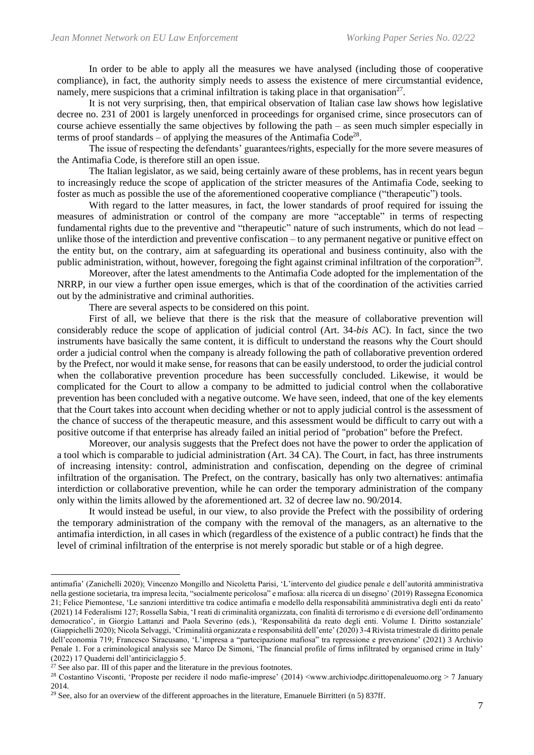In order to be able to apply all the measures we have analysed (including those of cooperative compliance), in fact, the authority simply needs to assess the existence of mere circumstantial evidence, namely, mere suspicions that a criminal infiltration is taking place in that organisation[27].

It is not very surprising, then, that empirical observation of Italian case law shows how legislative decree no. 231 of 2001 is largely unenforced in proceedings for organised crime, since prosecutors can of course achieve essentially the same objectives by following the path – as seen much simpler especially in terms of proof standards – of applying the measures of the Antimafia Code[28].

The issue of respecting the defendants' guarantees/rights, especially for the more severe measures of the Antimafia Code, is therefore still an open issue.

The Italian legislator, as we said, being certainly aware of these problems, has in recent years begun to increasingly reduce the scope of application of the stricter measures of the Antimafia Code, seeking to foster as much as possible the use of the aforementioned cooperative compliance ("therapeutic") tools.

With regard to the latter measures, in fact, the lower standards of proof required for issuing the measures of administration or control of the company are more "acceptable" in terms of respecting fundamental rights due to the preventive and "therapeutic" nature of such instruments, which do not lead – unlike those of the interdiction and preventive confiscation – to any permanent negative or punitive effect on the entity but, on the contrary, aim at safeguarding its operational and business continuity, also with the public administration, without, however, foregoing the fight against criminal infiltration of the corporation[29].

Moreover, after the latest amendments to the Antimafia Code adopted for the implementation of the NRRP, in our view a further open issue emerges, which is that of the coordination of the activities carried out by the administrative and criminal authorities.

There are several aspects to be considered on this point.

First of all, we believe that there is the risk that the measure of collaborative prevention will considerably reduce the scope of application of judicial control (Art. 34-*bis* AC). In fact, since the two instruments have basically the same content, it is difficult to understand the reasons why the Court should order a judicial control when the company is already following the path of collaborative prevention ordered by the Prefect, nor would it make sense, for reasons that can be easily understood, to order the judicial control when the collaborative prevention procedure has been successfully concluded. Likewise, it would be complicated for the Court to allow a company to be admitted to judicial control when the collaborative prevention has been concluded with a negative outcome. We have seen, indeed, that one of the key elements that the Court takes into account when deciding whether or not to apply judicial control is the assessment of the chance of success of the therapeutic measure, and this assessment would be difficult to carry out with a positive outcome if that enterprise has already failed an initial period of "probation" before the Prefect.

Moreover, our analysis suggests that the Prefect does not have the power to order the application of a tool which is comparable to judicial administration (Art. 34 CA). The Court, in fact, has three instruments of increasing intensity: control, administration and confiscation, depending on the degree of criminal infiltration of the organisation. The Prefect, on the contrary, basically has only two alternatives: antimafia interdiction or collaborative prevention, while he can order the temporary administration of the company only within the limits allowed by the aforementioned art. 32 of decree law no. 90/2014.

It would instead be useful, in our view, to also provide the Prefect with the possibility of ordering the temporary administration of the company with the removal of the managers, as an alternative to the antimafia interdiction, in all cases in which (regardless of the existence of a public contract) he finds that the level of criminal infiltration of the enterprise is not merely sporadic but stable or of a high degree.

---

antimafia' (Zanichelli 2020); Vincenzo Mongillo and Nicoletta Parisi, 'L'intervento del giudice penale e dell'autorità amministrativa nella gestione societaria, tra impresa lecita, "socialmente pericolosa" e mafiosa: alla ricerca di un disegno' (2019) Rassegna Economica 21; Felice Piemontese, 'Le sanzioni interdittive tra codice antimafia e modello della responsabilità amministrativa degli enti da reato' (2021) 14 Federalismi 127; Rossella Sabia, 'I reati di criminalità organizzata, con finalità di terrorismo e di eversione dell'ordinamento democratico', in Giorgio Lattanzi and Paola Severino (eds.), 'Responsabilità da reato degli enti. Volume I. Diritto sostanziale' (Giappichelli 2020); Nicola Selvaggi, 'Criminalità organizzata e responsabilità dell'ente' (2020) 3-4 Rivista trimestrale di diritto penale dell'economia 719; Francesco Siracusano, 'L'impresa a "partecipazione mafiosa" tra repressione e prevenzione' (2021) 3 Archivio Penale 1. For a criminological analysis see Marco De Simoni, 'The financial profile of firms infiltrated by organised crime in Italy' (2022) 17 Quaderni dell'antiriciclaggio 5.

[27] See also par. III of this paper and the literature in the previous footnotes.

[28] Costantino Visconti, 'Proposte per recidere il nodo mafie-imprese' (2014) <www.archiviodpc.dirittopenaleuomo.org > 7 January 2014.

[29] See, also for an overview of the different approaches in the literature, Emanuele Birritteri (n 5) 837ff.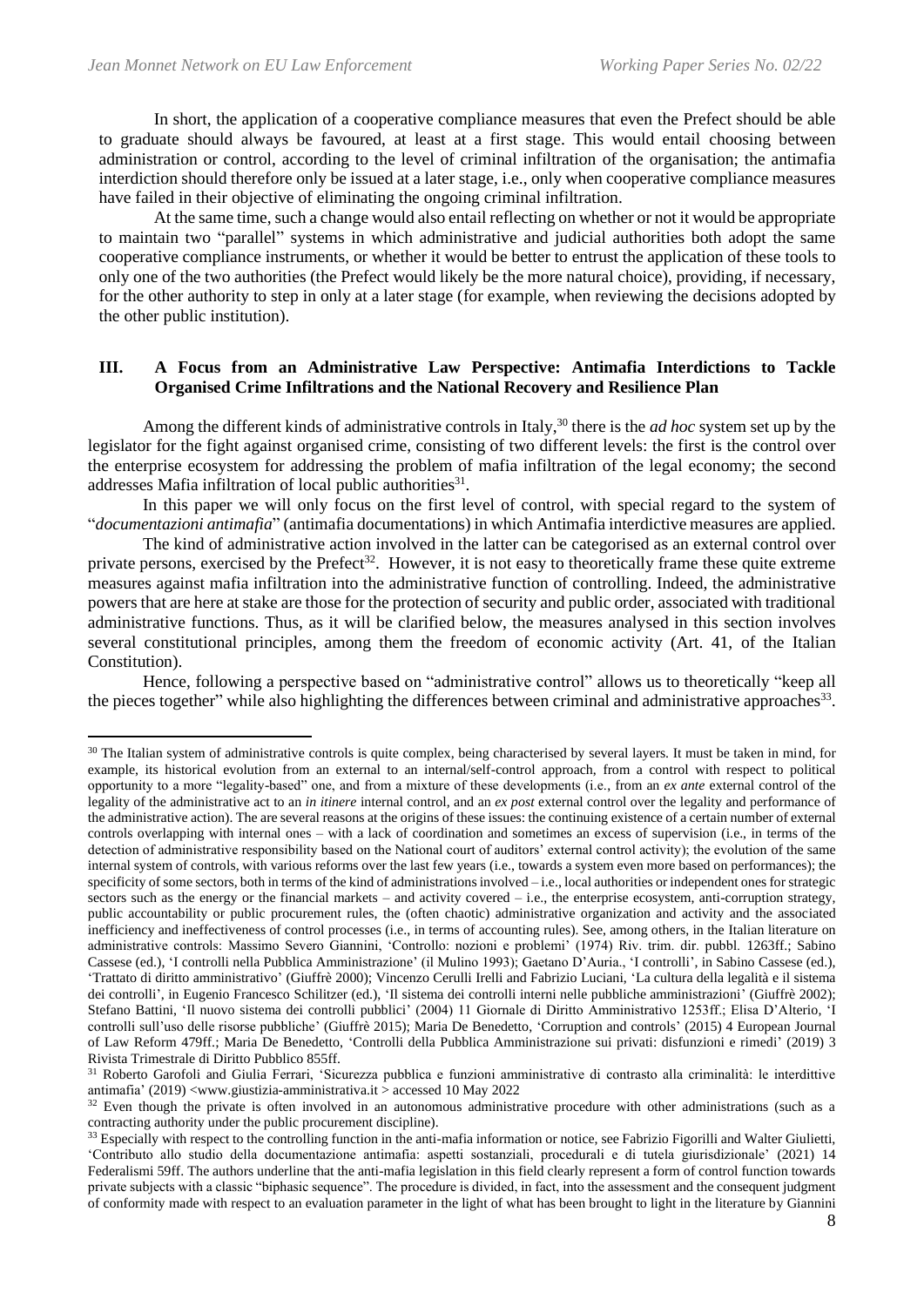In short, the application of a cooperative compliance measures that even the Prefect should be able to graduate should always be favoured, at least at a first stage. This would entail choosing between administration or control, according to the level of criminal infiltration of the organisation; the antimafia interdiction should therefore only be issued at a later stage, i.e., only when cooperative compliance measures have failed in their objective of eliminating the ongoing criminal infiltration.

At the same time, such a change would also entail reflecting on whether or not it would be appropriate to maintain two "parallel" systems in which administrative and judicial authorities both adopt the same cooperative compliance instruments, or whether it would be better to entrust the application of these tools to only one of the two authorities (the Prefect would likely be the more natural choice), providing, if necessary, for the other authority to step in only at a later stage (for example, when reviewing the decisions adopted by the other public institution).

## III. A Focus from an Administrative Law Perspective: Antimafia Interdictions to Tackle Organised Crime Infiltrations and the National Recovery and Resilience Plan

Among the different kinds of administrative controls in Italy,[30] there is the *ad hoc* system set up by the legislator for the fight against organised crime, consisting of two different levels: the first is the control over the enterprise ecosystem for addressing the problem of mafia infiltration of the legal economy; the second addresses Mafia infiltration of local public authorities[31].

In this paper we will only focus on the first level of control, with special regard to the system of "*documentazioni antimafia*" (antimafia documentations) in which Antimafia interdictive measures are applied.

The kind of administrative action involved in the latter can be categorised as an external control over private persons, exercised by the Prefect[32]. However, it is not easy to theoretically frame these quite extreme measures against mafia infiltration into the administrative function of controlling. Indeed, the administrative powers that are here at stake are those for the protection of security and public order, associated with traditional administrative functions. Thus, as it will be clarified below, the measures analysed in this section involves several constitutional principles, among them the freedom of economic activity (Art. 41, of the Italian Constitution).

Hence, following a perspective based on "administrative control" allows us to theoretically "keep all the pieces together" while also highlighting the differences between criminal and administrative approaches[33].

---

[30] The Italian system of administrative controls is quite complex, being characterised by several layers. It must be taken in mind, for example, its historical evolution from an external to an internal/self-control approach, from a control with respect to political opportunity to a more "legality-based" one, and from a mixture of these developments (i.e., from an *ex ante* external control of the legality of the administrative act to an *in itinere* internal control, and an *ex post* external control over the legality and performance of the administrative action). The are several reasons at the origins of these issues: the continuing existence of a certain number of external controls overlapping with internal ones – with a lack of coordination and sometimes an excess of supervision (i.e., in terms of the detection of administrative responsibility based on the National court of auditors' external control activity); the evolution of the same internal system of controls, with various reforms over the last few years (i.e., towards a system even more based on performances); the specificity of some sectors, both in terms of the kind of administrations involved – i.e., local authorities or independent ones for strategic sectors such as the energy or the financial markets – and activity covered – i.e., the enterprise ecosystem, anti-corruption strategy, public accountability or public procurement rules, the (often chaotic) administrative organization and activity and the associated inefficiency and ineffectiveness of control processes (i.e., in terms of accounting rules). See, among others, in the Italian literature on administrative controls: Massimo Severo Giannini, 'Controllo: nozioni e problemi' (1974) Riv. trim. dir. pubbl. 1263ff.; Sabino Cassese (ed.), 'I controlli nella Pubblica Amministrazione' (il Mulino 1993); Gaetano D'Auria., 'I controlli', in Sabino Cassese (ed.), 'Trattato di diritto amministrativo' (Giuffrè 2000); Vincenzo Cerulli Irelli and Fabrizio Luciani, 'La cultura della legalità e il sistema dei controlli', in Eugenio Francesco Schilitzer (ed.), 'Il sistema dei controlli interni nelle pubbliche amministrazioni' (Giuffrè 2002); Stefano Battini, 'Il nuovo sistema dei controlli pubblici' (2004) 11 Giornale di Diritto Amministrativo 1253ff.; Elisa D'Alterio, 'I controlli sull'uso delle risorse pubbliche' (Giuffrè 2015); Maria De Benedetto, 'Corruption and controls' (2015) 4 European Journal of Law Reform 479ff.; Maria De Benedetto, 'Controlli della Pubblica Amministrazione sui privati: disfunzioni e rimedi' (2019) 3 Rivista Trimestrale di Diritto Pubblico 855ff.

[31] Roberto Garofoli and Giulia Ferrari, 'Sicurezza pubblica e funzioni amministrative di contrasto alla criminalità: le interdittive antimafia' (2019) <www.giustizia-amministrativa.it > accessed 10 May 2022

[32] Even though the private is often involved in an autonomous administrative procedure with other administrations (such as a contracting authority under the public procurement discipline).

[33] Especially with respect to the controlling function in the anti-mafia information or notice, see Fabrizio Figorilli and Walter Giulietti, 'Contributo allo studio della documentazione antimafia: aspetti sostanziali, procedurali e di tutela giurisdizionale' (2021) 14 Federalismi 59ff. The authors underline that the anti-mafia legislation in this field clearly represent a form of control function towards private subjects with a classic "biphasic sequence". The procedure is divided, in fact, into the assessment and the consequent judgment of conformity made with respect to an evaluation parameter in the light of what has been brought to light in the literature by Giannini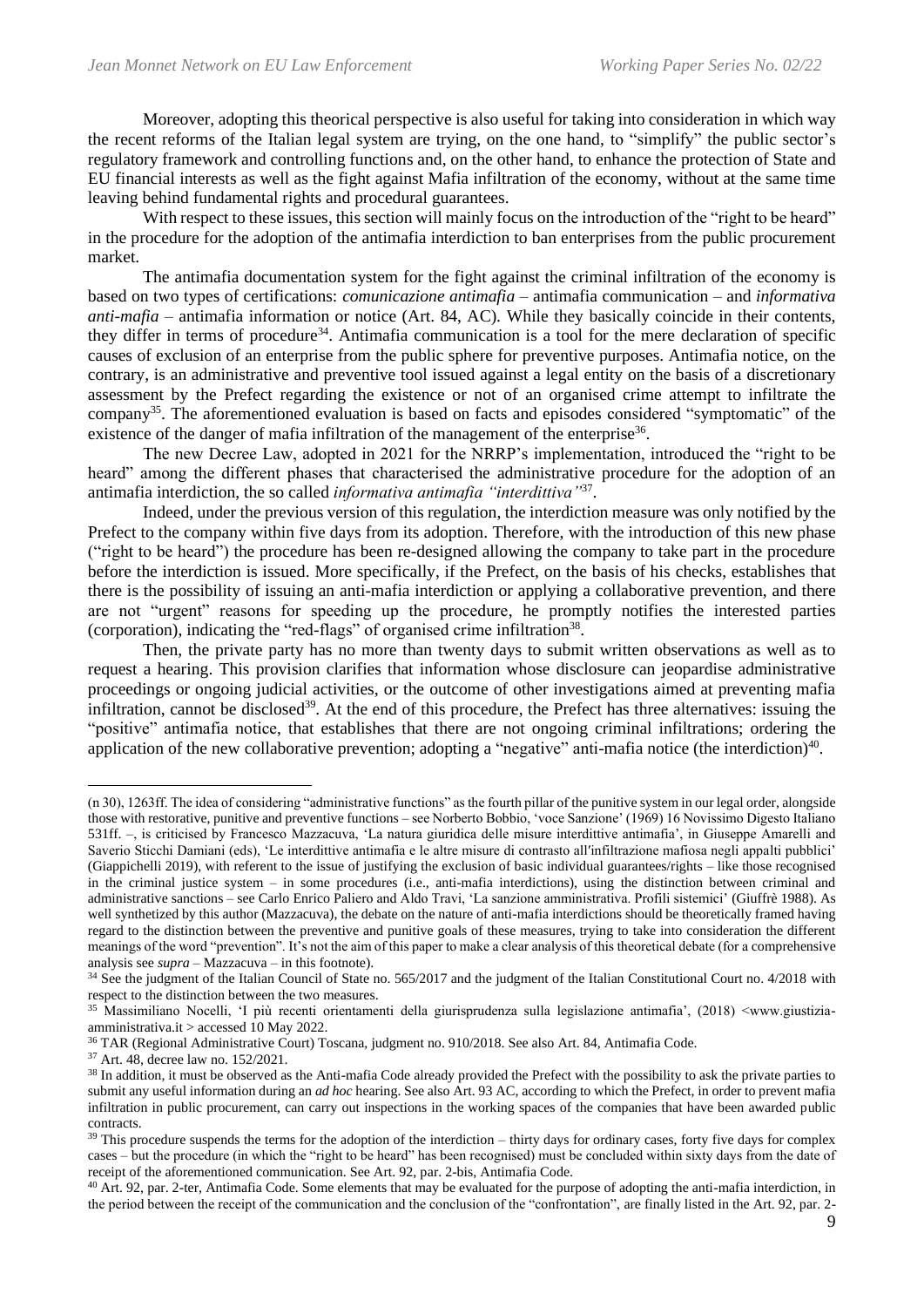Moreover, adopting this theorical perspective is also useful for taking into consideration in which way the recent reforms of the Italian legal system are trying, on the one hand, to "simplify" the public sector's regulatory framework and controlling functions and, on the other hand, to enhance the protection of State and EU financial interests as well as the fight against Mafia infiltration of the economy, without at the same time leaving behind fundamental rights and procedural guarantees.

With respect to these issues, this section will mainly focus on the introduction of the "right to be heard" in the procedure for the adoption of the antimafia interdiction to ban enterprises from the public procurement market.

The antimafia documentation system for the fight against the criminal infiltration of the economy is based on two types of certifications: *comunicazione antimafia* – antimafia communication – and *informativa anti-mafia* – antimafia information or notice (Art. 84, AC). While they basically coincide in their contents, they differ in terms of procedure[34]. Antimafia communication is a tool for the mere declaration of specific causes of exclusion of an enterprise from the public sphere for preventive purposes. Antimafia notice, on the contrary, is an administrative and preventive tool issued against a legal entity on the basis of a discretionary assessment by the Prefect regarding the existence or not of an organised crime attempt to infiltrate the company[35]. The aforementioned evaluation is based on facts and episodes considered "symptomatic" of the existence of the danger of mafia infiltration of the management of the enterprise[36].

The new Decree Law, adopted in 2021 for the NRRP's implementation, introduced the "right to be heard" among the different phases that characterised the administrative procedure for the adoption of an antimafia interdiction, the so called *informativa antimafia "interdittiva"*[37].

Indeed, under the previous version of this regulation, the interdiction measure was only notified by the Prefect to the company within five days from its adoption. Therefore, with the introduction of this new phase ("right to be heard") the procedure has been re-designed allowing the company to take part in the procedure before the interdiction is issued. More specifically, if the Prefect, on the basis of his checks, establishes that there is the possibility of issuing an anti-mafia interdiction or applying a collaborative prevention, and there are not "urgent" reasons for speeding up the procedure, he promptly notifies the interested parties (corporation), indicating the "red-flags" of organised crime infiltration[38].

Then, the private party has no more than twenty days to submit written observations as well as to request a hearing. This provision clarifies that information whose disclosure can jeopardise administrative proceedings or ongoing judicial activities, or the outcome of other investigations aimed at preventing mafia infiltration, cannot be disclosed[39]. At the end of this procedure, the Prefect has three alternatives: issuing the "positive" antimafia notice, that establishes that there are not ongoing criminal infiltrations; ordering the application of the new collaborative prevention; adopting a "negative" anti-mafia notice (the interdiction)[40].

---

(n 30), 1263ff. The idea of considering "administrative functions" as the fourth pillar of the punitive system in our legal order, alongside those with restorative, punitive and preventive functions – see Norberto Bobbio, 'voce Sanzione' (1969) 16 Novissimo Digesto Italiano 531ff. –, is criticised by Francesco Mazzacuva, 'La natura giuridica delle misure interdittive antimafia', in Giuseppe Amarelli and Saverio Sticchi Damiani (eds), 'Le interdittive antimafia e le altre misure di contrasto all'infiltrazione mafiosa negli appalti pubblici' (Giappichelli 2019), with referent to the issue of justifying the exclusion of basic individual guarantees/rights – like those recognised in the criminal justice system – in some procedures (i.e., anti-mafia interdictions), using the distinction between criminal and administrative sanctions – see Carlo Enrico Paliero and Aldo Travi, 'La sanzione amministrativa. Profili sistemici' (Giuffrè 1988). As well synthetized by this author (Mazzacuva), the debate on the nature of anti-mafia interdictions should be theoretically framed having regard to the distinction between the preventive and punitive goals of these measures, trying to take into consideration the different meanings of the word "prevention". It's not the aim of this paper to make a clear analysis of this theoretical debate (for a comprehensive analysis see *supra* – Mazzacuva – in this footnote).

[34] See the judgment of the Italian Council of State no. 565/2017 and the judgment of the Italian Constitutional Court no. 4/2018 with respect to the distinction between the two measures.

[35] Massimiliano Nocelli, 'I più recenti orientamenti della giurisprudenza sulla legislazione antimafia', (2018) <www.giustizia-amministrativa.it > accessed 10 May 2022.

[36] TAR (Regional Administrative Court) Toscana, judgment no. 910/2018. See also Art. 84, Antimafia Code.

[37] Art. 48, decree law no. 152/2021.

[38] In addition, it must be observed as the Anti-mafia Code already provided the Prefect with the possibility to ask the private parties to submit any useful information during an *ad hoc* hearing. See also Art. 93 AC, according to which the Prefect, in order to prevent mafia infiltration in public procurement, can carry out inspections in the working spaces of the companies that have been awarded public contracts.

[39] This procedure suspends the terms for the adoption of the interdiction – thirty days for ordinary cases, forty five days for complex cases – but the procedure (in which the "right to be heard" has been recognised) must be concluded within sixty days from the date of receipt of the aforementioned communication. See Art. 92, par. 2-bis, Antimafia Code.

[40] Art. 92, par. 2-ter, Antimafia Code. Some elements that may be evaluated for the purpose of adopting the anti-mafia interdiction, in the period between the receipt of the communication and the conclusion of the "confrontation", are finally listed in the Art. 92, par. 2-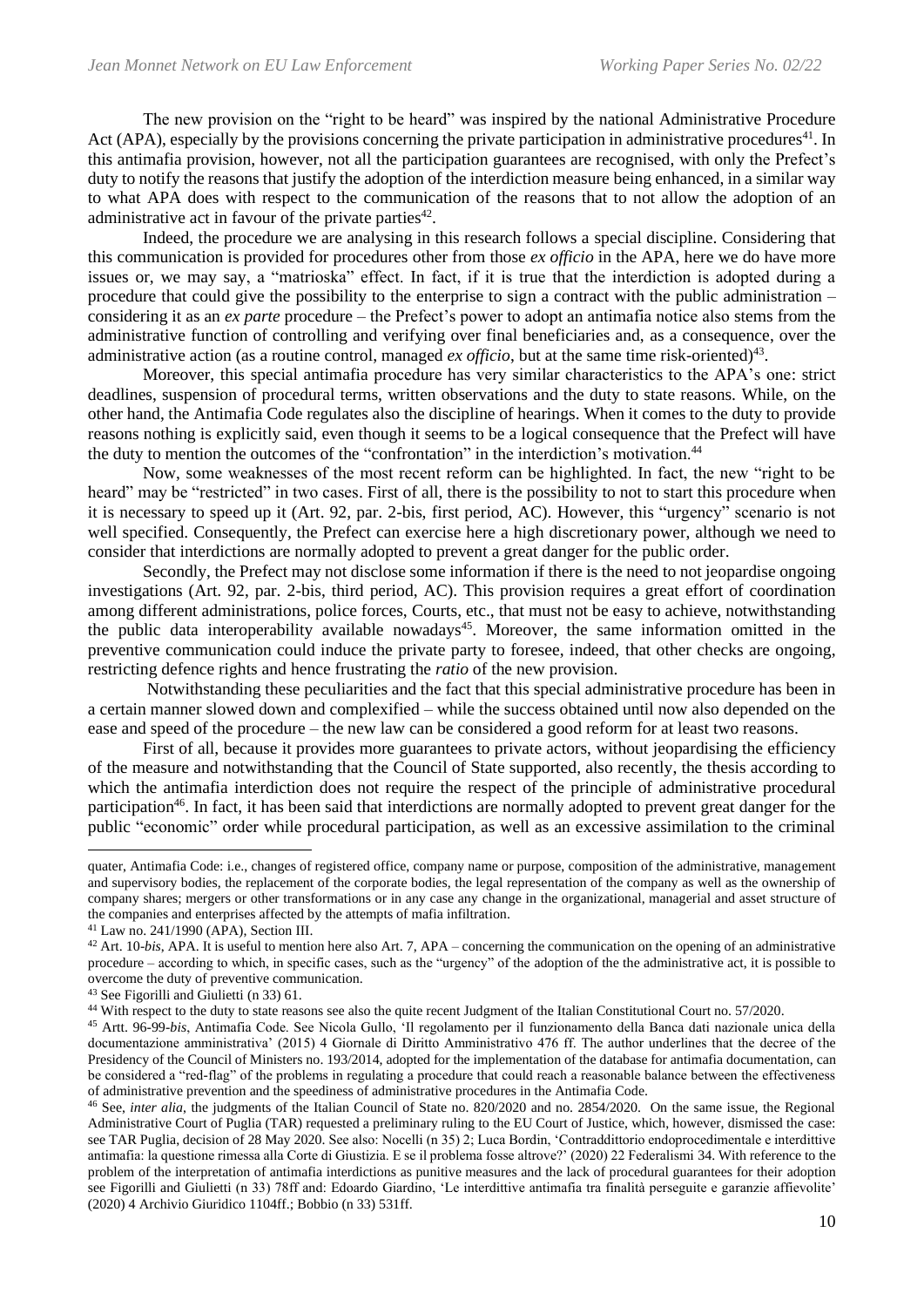The new provision on the "right to be heard" was inspired by the national Administrative Procedure Act (APA), especially by the provisions concerning the private participation in administrative procedures[41]. In this antimafia provision, however, not all the participation guarantees are recognised, with only the Prefect's duty to notify the reasons that justify the adoption of the interdiction measure being enhanced, in a similar way to what APA does with respect to the communication of the reasons that to not allow the adoption of an administrative act in favour of the private parties[42].

Indeed, the procedure we are analysing in this research follows a special discipline. Considering that this communication is provided for procedures other from those *ex officio* in the APA, here we do have more issues or, we may say, a "matrioska" effect. In fact, if it is true that the interdiction is adopted during a procedure that could give the possibility to the enterprise to sign a contract with the public administration – considering it as an *ex parte* procedure – the Prefect's power to adopt an antimafia notice also stems from the administrative function of controlling and verifying over final beneficiaries and, as a consequence, over the administrative action (as a routine control, managed *ex officio*, but at the same time risk-oriented)[43].

Moreover, this special antimafia procedure has very similar characteristics to the APA's one: strict deadlines, suspension of procedural terms, written observations and the duty to state reasons. While, on the other hand, the Antimafia Code regulates also the discipline of hearings. When it comes to the duty to provide reasons nothing is explicitly said, even though it seems to be a logical consequence that the Prefect will have the duty to mention the outcomes of the "confrontation" in the interdiction's motivation.[44]

Now, some weaknesses of the most recent reform can be highlighted. In fact, the new "right to be heard" may be "restricted" in two cases. First of all, there is the possibility to not to start this procedure when it is necessary to speed up it (Art. 92, par. 2-bis, first period, AC). However, this "urgency" scenario is not well specified. Consequently, the Prefect can exercise here a high discretionary power, although we need to consider that interdictions are normally adopted to prevent a great danger for the public order.

Secondly, the Prefect may not disclose some information if there is the need to not jeopardise ongoing investigations (Art. 92, par. 2-bis, third period, AC). This provision requires a great effort of coordination among different administrations, police forces, Courts, etc., that must not be easy to achieve, notwithstanding the public data interoperability available nowadays[45]. Moreover, the same information omitted in the preventive communication could induce the private party to foresee, indeed, that other checks are ongoing, restricting defence rights and hence frustrating the *ratio* of the new provision.

Notwithstanding these peculiarities and the fact that this special administrative procedure has been in a certain manner slowed down and complexified – while the success obtained until now also depended on the ease and speed of the procedure – the new law can be considered a good reform for at least two reasons.

First of all, because it provides more guarantees to private actors, without jeopardising the efficiency of the measure and notwithstanding that the Council of State supported, also recently, the thesis according to which the antimafia interdiction does not require the respect of the principle of administrative procedural participation[46]. In fact, it has been said that interdictions are normally adopted to prevent great danger for the public "economic" order while procedural participation, as well as an excessive assimilation to the criminal

---

quater, Antimafia Code: i.e., changes of registered office, company name or purpose, composition of the administrative, management and supervisory bodies, the replacement of the corporate bodies, the legal representation of the company as well as the ownership of company shares; mergers or other transformations or in any case any change in the organizational, managerial and asset structure of the companies and enterprises affected by the attempts of mafia infiltration.

[41] Law no. 241/1990 (APA), Section III.

[42] Art. 10-*bis*, APA. It is useful to mention here also Art. 7, APA – concerning the communication on the opening of an administrative procedure – according to which, in specific cases, such as the "urgency" of the adoption of the the administrative act, it is possible to overcome the duty of preventive communication.

[43] See Figorilli and Giulietti (n 33) 61.

[44] With respect to the duty to state reasons see also the quite recent Judgment of the Italian Constitutional Court no. 57/2020.

[45] Artt. 96-99-*bis*, Antimafia Code. See Nicola Gullo, 'Il regolamento per il funzionamento della Banca dati nazionale unica della documentazione amministrativa' (2015) 4 Giornale di Diritto Amministrativo 476 ff. The author underlines that the decree of the Presidency of the Council of Ministers no. 193/2014, adopted for the implementation of the database for antimafia documentation, can be considered a "red-flag" of the problems in regulating a procedure that could reach a reasonable balance between the effectiveness of administrative prevention and the speediness of administrative procedures in the Antimafia Code.

[46] See, *inter alia*, the judgments of the Italian Council of State no. 820/2020 and no. 2854/2020. On the same issue, the Regional Administrative Court of Puglia (TAR) requested a preliminary ruling to the EU Court of Justice, which, however, dismissed the case: see TAR Puglia, decision of 28 May 2020. See also: Nocelli (n 35) 2; Luca Bordin, 'Contraddittorio endoprocedimentale e interdittive antimafia: la questione rimessa alla Corte di Giustizia. E se il problema fosse altrove?' (2020) 22 Federalismi 34. With reference to the problem of the interpretation of antimafia interdictions as punitive measures and the lack of procedural guarantees for their adoption see Figorilli and Giulietti (n 33) 78ff and: Edoardo Giardino, 'Le interdittive antimafia tra finalità perseguite e garanzie affievolite' (2020) 4 Archivio Giuridico 1104ff.; Bobbio (n 33) 531ff.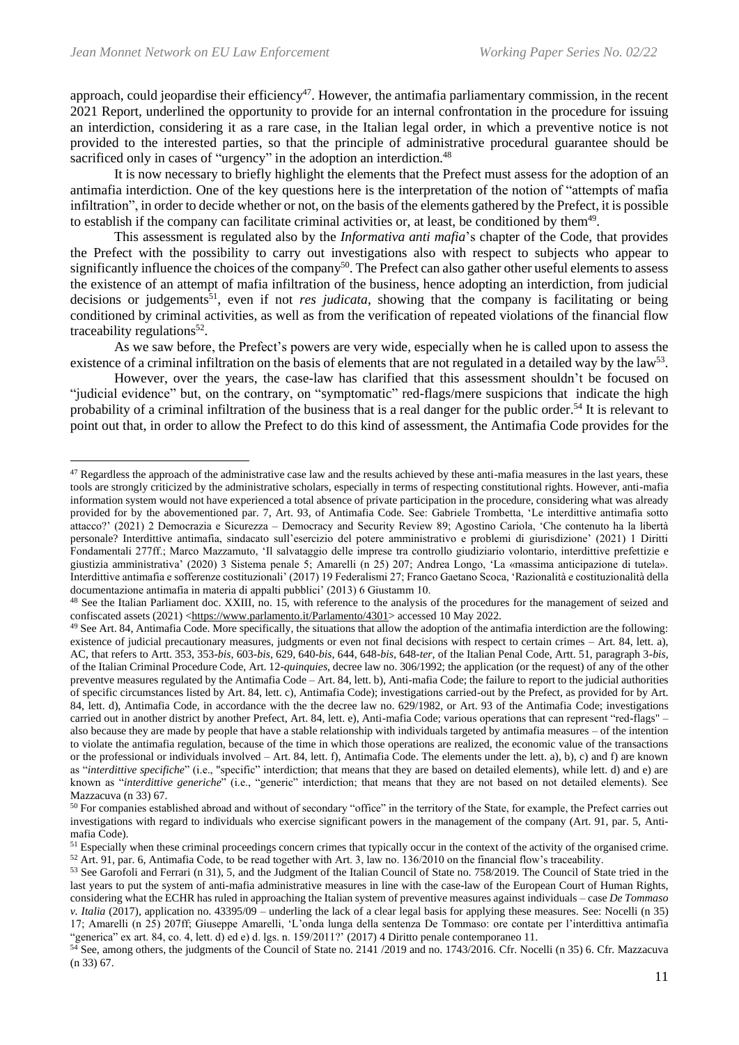approach, could jeopardise their efficiency[47]. However, the antimafia parliamentary commission, in the recent 2021 Report, underlined the opportunity to provide for an internal confrontation in the procedure for issuing an interdiction, considering it as a rare case, in the Italian legal order, in which a preventive notice is not provided to the interested parties, so that the principle of administrative procedural guarantee should be sacrificed only in cases of "urgency" in the adoption an interdiction.[48]

It is now necessary to briefly highlight the elements that the Prefect must assess for the adoption of an antimafia interdiction. One of the key questions here is the interpretation of the notion of "attempts of mafia infiltration", in order to decide whether or not, on the basis of the elements gathered by the Prefect, it is possible to establish if the company can facilitate criminal activities or, at least, be conditioned by them[49].

This assessment is regulated also by the *Informativa anti mafia*'s chapter of the Code, that provides the Prefect with the possibility to carry out investigations also with respect to subjects who appear to significantly influence the choices of the company[50]. The Prefect can also gather other useful elements to assess the existence of an attempt of mafia infiltration of the business, hence adopting an interdiction, from judicial decisions or judgements[51], even if not *res judicata*, showing that the company is facilitating or being conditioned by criminal activities, as well as from the verification of repeated violations of the financial flow traceability regulations[52].

As we saw before, the Prefect's powers are very wide, especially when he is called upon to assess the existence of a criminal infiltration on the basis of elements that are not regulated in a detailed way by the law[53].

However, over the years, the case-law has clarified that this assessment shouldn't be focused on "judicial evidence" but, on the contrary, on "symptomatic" red-flags/mere suspicions that indicate the high probability of a criminal infiltration of the business that is a real danger for the public order.[54] It is relevant to point out that, in order to allow the Prefect to do this kind of assessment, the Antimafia Code provides for the

---

[47] Regardless the approach of the administrative case law and the results achieved by these anti-mafia measures in the last years, these tools are strongly criticized by the administrative scholars, especially in terms of respecting constitutional rights. However, anti-mafia information system would not have experienced a total absence of private participation in the procedure, considering what was already provided for by the abovementioned par. 7, Art. 93, of Antimafia Code. See: Gabriele Trombetta, 'Le interdittive antimafia sotto attacco?' (2021) 2 Democrazia e Sicurezza – Democracy and Security Review 89; Agostino Cariola, 'Che contenuto ha la libertà personale? Interdittive antimafia, sindacato sull'esercizio del potere amministrativo e problemi di giurisdizione' (2021) 1 Diritti Fondamentali 277ff.; Marco Mazzamuto, 'Il salvataggio delle imprese tra controllo giudiziario volontario, interdittive prefettizie e giustizia amministrativa' (2020) 3 Sistema penale 5; Amarelli (n 25) 207; Andrea Longo, 'La «massima anticipazione di tutela». Interdittive antimafia e sofferenze costituzionali' (2017) 19 Federalismi 27; Franco Gaetano Scoca, 'Razionalità e costituzionalità della documentazione antimafia in materia di appalti pubblici' (2013) 6 Giustamm 10.

[48] See the Italian Parliament doc. XXIII, no. 15, with reference to the analysis of the procedures for the management of seized and confiscated assets (2021) <https://www.parlamento.it/Parlamento/4301> accessed 10 May 2022.

[49] See Art. 84, Antimafia Code. More specifically, the situations that allow the adoption of the antimafia interdiction are the following: existence of judicial precautionary measures, judgments or even not final decisions with respect to certain crimes – Art. 84, lett. a), AC, that refers to Artt. 353, 353-*bis*, 603-*bis*, 629, 640-*bis*, 644, 648-*bis*, 648-*ter*, of the Italian Penal Code, Artt. 51, paragraph 3-*bis*, of the Italian Criminal Procedure Code, Art. 12-*quinquies*, decree law no. 306/1992; the application (or the request) of any of the other preventve measures regulated by the Antimafia Code – Art. 84, lett. b), Anti-mafia Code; the failure to report to the judicial authorities of specific circumstances listed by Art. 84, lett. c), Antimafia Code); investigations carried-out by the Prefect, as provided for by Art. 84, lett. d), Antimafia Code, in accordance with the the decree law no. 629/1982, or Art. 93 of the Antimafia Code; investigations carried out in another district by another Prefect, Art. 84, lett. e), Anti-mafia Code; various operations that can represent "red-flags" – also because they are made by people that have a stable relationship with individuals targeted by antimafia measures – of the intention to violate the antimafia regulation, because of the time in which those operations are realized, the economic value of the transactions or the professional or individuals involved – Art. 84, lett. f), Antimafia Code. The elements under the lett. a), b), c) and f) are known as "*interdittive specifiche*" (i.e., "specific" interdiction; that means that they are based on detailed elements), while lett. d) and e) are known as "*interdittive generiche*" (i.e., "generic" interdiction; that means that they are not based on not detailed elements). See Mazzacuva (n 33) 67.

[50] For companies established abroad and without of secondary "office" in the territory of the State, for example, the Prefect carries out investigations with regard to individuals who exercise significant powers in the management of the company (Art. 91, par. 5, Anti-mafia Code).

[51] Especially when these criminal proceedings concern crimes that typically occur in the context of the activity of the organised crime.

[52] Art. 91, par. 6, Antimafia Code, to be read together with Art. 3, law no. 136/2010 on the financial flow's traceability.

[53] See Garofoli and Ferrari (n 31), 5, and the Judgment of the Italian Council of State no. 758/2019. The Council of State tried in the last years to put the system of anti-mafia administrative measures in line with the case-law of the European Court of Human Rights, considering what the ECHR has ruled in approaching the Italian system of preventive measures against individuals – case *De Tommaso v. Italia* (2017), application no. 43395/09 – underling the lack of a clear legal basis for applying these measures. See: Nocelli (n 35) 17; Amarelli (n 25) 207ff; Giuseppe Amarelli, 'L'onda lunga della sentenza De Tommaso: ore contate per l'interdittiva antimafia "generica" ex art. 84, co. 4, lett. d) ed e) d. lgs. n. 159/2011?' (2017) 4 Diritto penale contemporaneo 11.

[54] See, among others, the judgments of the Council of State no. 2141 /2019 and no. 1743/2016. Cfr. Nocelli (n 35) 6. Cfr. Mazzacuva (n 33) 67.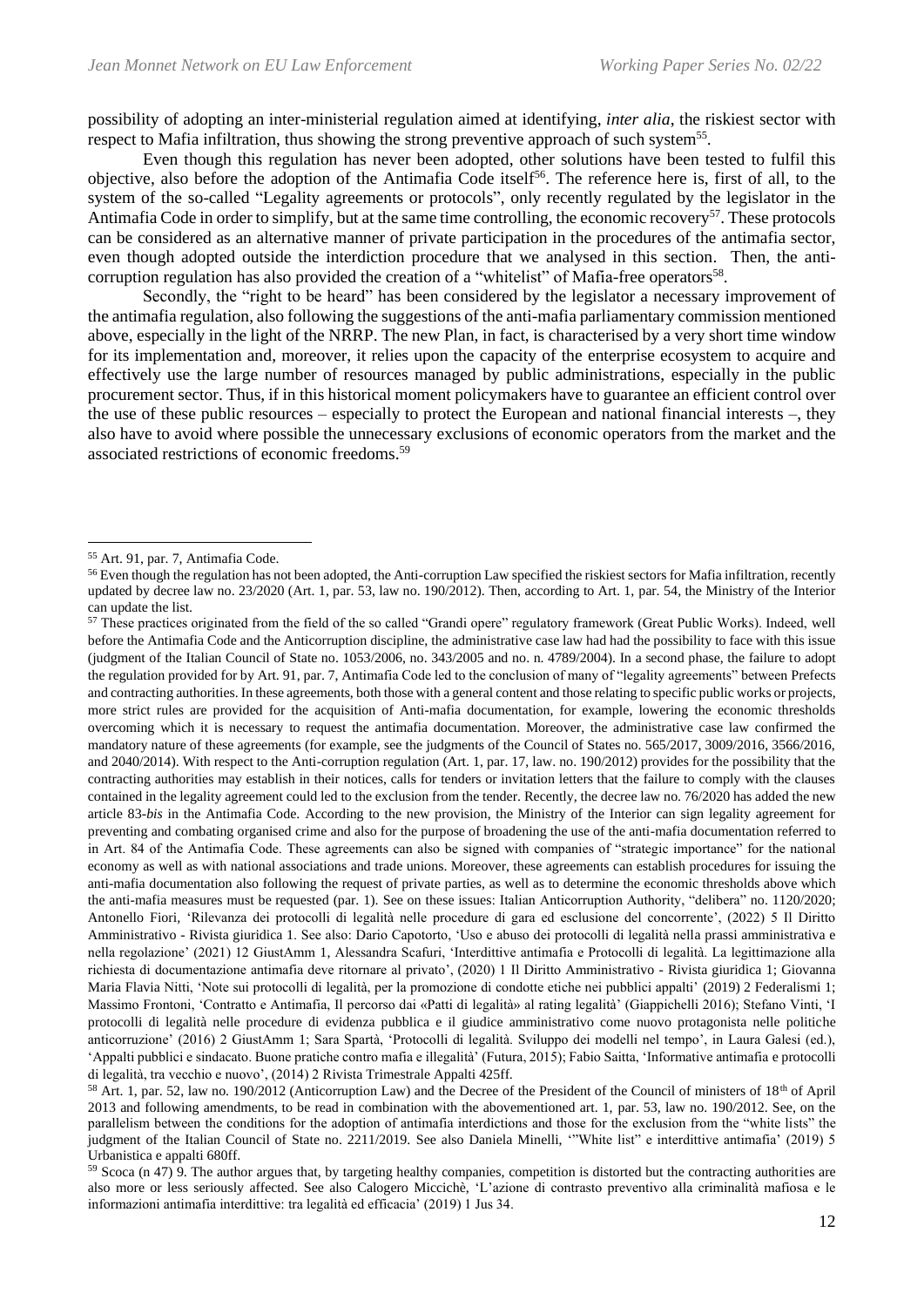possibility of adopting an inter-ministerial regulation aimed at identifying, *inter alia*, the riskiest sector with respect to Mafia infiltration, thus showing the strong preventive approach of such system[55].

Even though this regulation has never been adopted, other solutions have been tested to fulfil this objective, also before the adoption of the Antimafia Code itself[56]. The reference here is, first of all, to the system of the so-called "Legality agreements or protocols", only recently regulated by the legislator in the Antimafia Code in order to simplify, but at the same time controlling, the economic recovery[57]. These protocols can be considered as an alternative manner of private participation in the procedures of the antimafia sector, even though adopted outside the interdiction procedure that we analysed in this section. Then, the anti-corruption regulation has also provided the creation of a "whitelist" of Mafia-free operators[58].

Secondly, the "right to be heard" has been considered by the legislator a necessary improvement of the antimafia regulation, also following the suggestions of the anti-mafia parliamentary commission mentioned above, especially in the light of the NRRP. The new Plan, in fact, is characterised by a very short time window for its implementation and, moreover, it relies upon the capacity of the enterprise ecosystem to acquire and effectively use the large number of resources managed by public administrations, especially in the public procurement sector. Thus, if in this historical moment policymakers have to guarantee an efficient control over the use of these public resources – especially to protect the European and national financial interests –, they also have to avoid where possible the unnecessary exclusions of economic operators from the market and the associated restrictions of economic freedoms.[59]

---

[55] Art. 91, par. 7, Antimafia Code.

[56] Even though the regulation has not been adopted, the Anti-corruption Law specified the riskiest sectors for Mafia infiltration, recently updated by decree law no. 23/2020 (Art. 1, par. 53, law no. 190/2012). Then, according to Art. 1, par. 54, the Ministry of the Interior can update the list.

[57] These practices originated from the field of the so called "Grandi opere" regulatory framework (Great Public Works). Indeed, well before the Antimafia Code and the Anticorruption discipline, the administrative case law had had the possibility to face with this issue (judgment of the Italian Council of State no. 1053/2006, no. 343/2005 and no. n. 4789/2004). In a second phase, the failure to adopt the regulation provided for by Art. 91, par. 7, Antimafia Code led to the conclusion of many of "legality agreements" between Prefects and contracting authorities. In these agreements, both those with a general content and those relating to specific public works or projects, more strict rules are provided for the acquisition of Anti-mafia documentation, for example, lowering the economic thresholds overcoming which it is necessary to request the antimafia documentation. Moreover, the administrative case law confirmed the mandatory nature of these agreements (for example, see the judgments of the Council of States no. 565/2017, 3009/2016, 3566/2016, and 2040/2014). With respect to the Anti-corruption regulation (Art. 1, par. 17, law. no. 190/2012) provides for the possibility that the contracting authorities may establish in their notices, calls for tenders or invitation letters that the failure to comply with the clauses contained in the legality agreement could led to the exclusion from the tender. Recently, the decree law no. 76/2020 has added the new article 83-*bis* in the Antimafia Code. According to the new provision, the Ministry of the Interior can sign legality agreement for preventing and combating organised crime and also for the purpose of broadening the use of the anti-mafia documentation referred to in Art. 84 of the Antimafia Code. These agreements can also be signed with companies of "strategic importance" for the national economy as well as with national associations and trade unions. Moreover, these agreements can establish procedures for issuing the anti-mafia documentation also following the request of private parties, as well as to determine the economic thresholds above which the anti-mafia measures must be requested (par. 1). See on these issues: Italian Anticorruption Authority, "delibera" no. 1120/2020; Antonello Fiori, 'Rilevanza dei protocolli di legalità nelle procedure di gara ed esclusione del concorrente', (2022) 5 Il Diritto Amministrativo - Rivista giuridica 1. See also: Dario Capotorto, 'Uso e abuso dei protocolli di legalità nella prassi amministrativa e nella regolazione' (2021) 12 GiustAmm 1, Alessandra Scafuri, 'Interdittive antimafia e Protocolli di legalità. La legittimazione alla richiesta di documentazione antimafia deve ritornare al privato', (2020) 1 Il Diritto Amministrativo - Rivista giuridica 1; Giovanna Maria Flavia Nitti, 'Note sui protocolli di legalità, per la promozione di condotte etiche nei pubblici appalti' (2019) 2 Federalismi 1; Massimo Frontoni, 'Contratto e Antimafia, Il percorso dai «Patti di legalità» al rating legalità' (Giappichelli 2016); Stefano Vinti, 'I protocolli di legalità nelle procedure di evidenza pubblica e il giudice amministrativo come nuovo protagonista nelle politiche anticorruzione' (2016) 2 GiustAmm 1; Sara Spartà, 'Protocolli di legalità. Sviluppo dei modelli nel tempo', in Laura Galesi (ed.), 'Appalti pubblici e sindacato. Buone pratiche contro mafia e illegalità' (Futura, 2015); Fabio Saitta, 'Informative antimafia e protocolli di legalità, tra vecchio e nuovo', (2014) 2 Rivista Trimestrale Appalti 425ff.

[58] Art. 1, par. 52, law no. 190/2012 (Anticorruption Law) and the Decree of the President of the Council of ministers of 18th of April 2013 and following amendments, to be read in combination with the abovementioned art. 1, par. 53, law no. 190/2012. See, on the parallelism between the conditions for the adoption of antimafia interdictions and those for the exclusion from the "white lists" the judgment of the Italian Council of State no. 2211/2019. See also Daniela Minelli, '"White list" e interdittive antimafia' (2019) 5 Urbanistica e appalti 680ff.

[59] Scoca (n 47) 9. The author argues that, by targeting healthy companies, competition is distorted but the contracting authorities are also more or less seriously affected. See also Calogero Miccichè, 'L'azione di contrasto preventivo alla criminalità mafiosa e le informazioni antimafia interdittive: tra legalità ed efficacia' (2019) 1 Jus 34.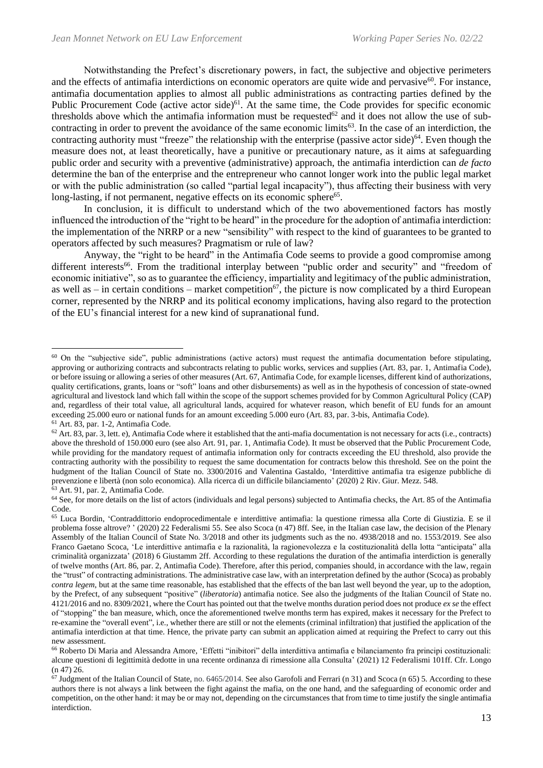Notwithstanding the Prefect's discretionary powers, in fact, the subjective and objective perimeters and the effects of antimafia interdictions on economic operators are quite wide and pervasive[60]. For instance, antimafia documentation applies to almost all public administrations as contracting parties defined by the Public Procurement Code (active actor side)[61]. At the same time, the Code provides for specific economic thresholds above which the antimafia information must be requested[62] and it does not allow the use of sub-contracting in order to prevent the avoidance of the same economic limits[63]. In the case of an interdiction, the contracting authority must "freeze" the relationship with the enterprise (passive actor side)[64]. Even though the measure does not, at least theoretically, have a punitive or precautionary nature, as it aims at safeguarding public order and security with a preventive (administrative) approach, the antimafia interdiction can *de facto* determine the ban of the enterprise and the entrepreneur who cannot longer work into the public legal market or with the public administration (so called "partial legal incapacity"), thus affecting their business with very long-lasting, if not permanent, negative effects on its economic sphere[65].

In conclusion, it is difficult to understand which of the two abovementioned factors has mostly influenced the introduction of the "right to be heard" in the procedure for the adoption of antimafia interdiction: the implementation of the NRRP or a new "sensibility" with respect to the kind of guarantees to be granted to operators affected by such measures? Pragmatism or rule of law?

Anyway, the "right to be heard" in the Antimafia Code seems to provide a good compromise among different interests[66]. From the traditional interplay between "public order and security" and "freedom of economic initiative", so as to guarantee the efficiency, impartiality and legitimacy of the public administration, as well as – in certain conditions – market competition[67], the picture is now complicated by a third European corner, represented by the NRRP and its political economy implications, having also regard to the protection of the EU's financial interest for a new kind of supranational fund.

---

[60] On the "subjective side", public administrations (active actors) must request the antimafia documentation before stipulating, approving or authorizing contracts and subcontracts relating to public works, services and supplies (Art. 83, par. 1, Antimafia Code), or before issuing or allowing a series of other measures (Art. 67, Antimafia Code, for example licenses, different kind of authorizations, quality certifications, grants, loans or "soft" loans and other disbursements) as well as in the hypothesis of concession of state-owned agricultural and livestock land which fall within the scope of the support schemes provided for by Common Agricultural Policy (CAP) and, regardless of their total value, all agricultural lands, acquired for whatever reason, which benefit of EU funds for an amount exceeding 25.000 euro or national funds for an amount exceeding 5.000 euro (Art. 83, par. 3-bis, Antimafia Code).

[61] Art. 83, par. 1-2, Antimafia Code.

[62] Art. 83, par. 3, lett. e), Antimafia Code where it established that the anti-mafia documentation is not necessary for acts (i.e., contracts) above the threshold of 150.000 euro (see also Art. 91, par. 1, Antimafia Code). It must be observed that the Public Procurement Code, while providing for the mandatory request of antimafia information only for contracts exceeding the EU threshold, also provide the contracting authority with the possibility to request the same documentation for contracts below this threshold. See on the point the hudgment of the Italian Council of State no. 3300/2016 and Valentina Gastaldo, 'Interdittive antimafia tra esigenze pubbliche di prevenzione e libertà (non solo economica). Alla ricerca di un difficile bilanciamento' (2020) 2 Riv. Giur. Mezz. 548.

[63] Art. 91, par. 2, Antimafia Code.

[64] See, for more details on the list of actors (individuals and legal persons) subjected to Antimafia checks, the Art. 85 of the Antimafia Code.

[65] Luca Bordin, 'Contraddittorio endoprocedimentale e interdittive antimafia: la questione rimessa alla Corte di Giustizia. E se il problema fosse altrove? ' (2020) 22 Federalismi 55. See also Scoca (n 47) 8ff. See, in the Italian case law, the decision of the Plenary Assembly of the Italian Council of State No. 3/2018 and other its judgments such as the no. 4938/2018 and no. 1553/2019. See also Franco Gaetano Scoca, 'Le interdittive antimafia e la razionalità, la ragionevolezza e la costituzionalità della lotta "anticipata" alla criminalità organizzata' (2018) 6 Giustamm 2ff. According to these regulations the duration of the antimafia interdiction is generally of twelve months (Art. 86, par. 2, Antimafia Code). Therefore, after this period, companies should, in accordance with the law, regain the "trust" of contracting administrations. The administrative case law, with an interpretation defined by the author (Scoca) as probably *contra legem*, but at the same time reasonable, has established that the effects of the ban last well beyond the year, up to the adoption, by the Prefect, of any subsequent "positive" (*liberatoria*) antimafia notice. See also the judgments of the Italian Council of State no. 4121/2016 and no. 8309/2021, where the Court has pointed out that the twelve months duration period does not produce *ex se* the effect of "stopping" the ban measure, which, once the aforementioned twelve months term has expired, makes it necessary for the Prefect to re-examine the "overall event", i.e., whether there are still or not the elements (criminal infiltration) that justified the application of the antimafia interdiction at that time. Hence, the private party can submit an application aimed at requiring the Prefect to carry out this new assessment.

[66] Roberto Di Maria and Alessandra Amore, 'Effetti "inibitori" della interdittiva antimafia e bilanciamento fra principi costituzionali: alcune questioni di legittimità dedotte in una recente ordinanza di rimessione alla Consulta' (2021) 12 Federalismi 101ff. Cfr. Longo (n 47) 26.

[67] Judgment of the Italian Council of State, no. 6465/2014. See also Garofoli and Ferrari (n 31) and Scoca (n 65) 5. According to these authors there is not always a link between the fight against the mafia, on the one hand, and the safeguarding of economic order and competition, on the other hand: it may be or may not, depending on the circumstances that from time to time justify the single antimafia interdiction.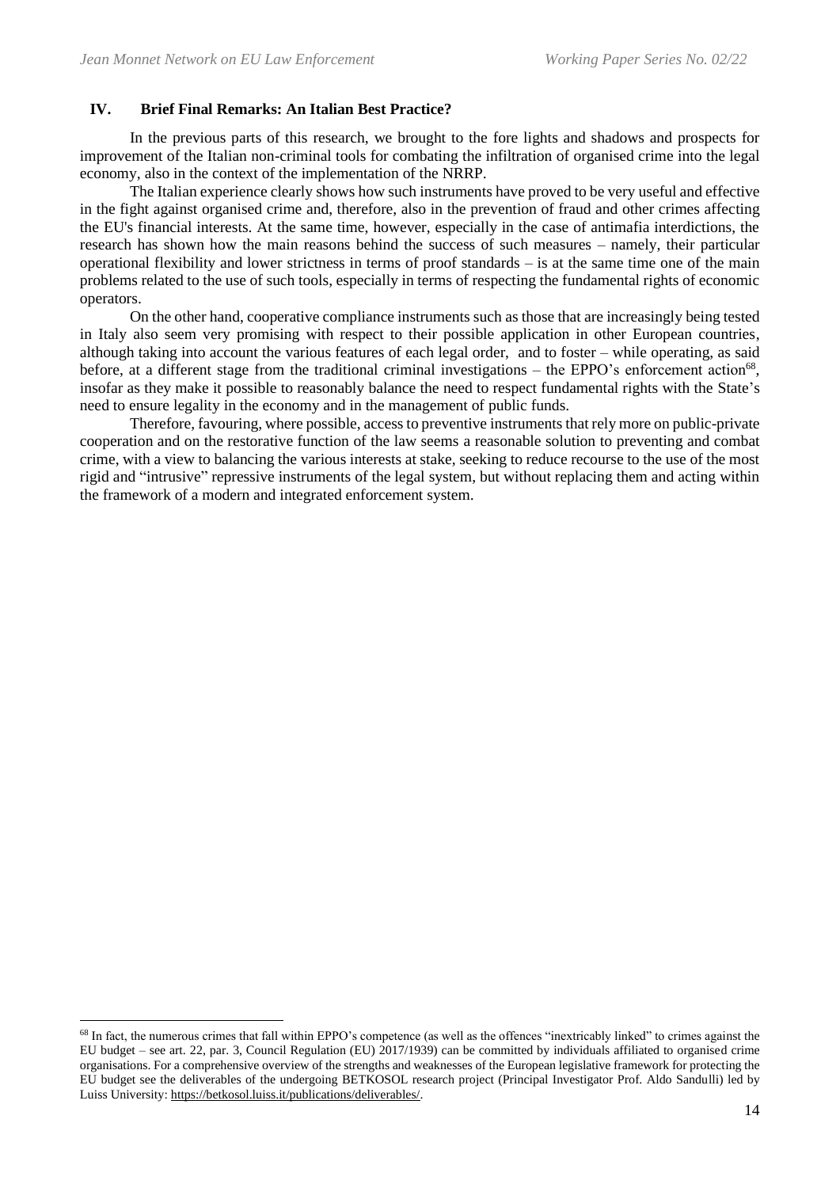## IV. Brief Final Remarks: An Italian Best Practice?

In the previous parts of this research, we brought to the fore lights and shadows and prospects for improvement of the Italian non-criminal tools for combating the infiltration of organised crime into the legal economy, also in the context of the implementation of the NRRP.

The Italian experience clearly shows how such instruments have proved to be very useful and effective in the fight against organised crime and, therefore, also in the prevention of fraud and other crimes affecting the EU's financial interests. At the same time, however, especially in the case of antimafia interdictions, the research has shown how the main reasons behind the success of such measures – namely, their particular operational flexibility and lower strictness in terms of proof standards – is at the same time one of the main problems related to the use of such tools, especially in terms of respecting the fundamental rights of economic operators.

On the other hand, cooperative compliance instruments such as those that are increasingly being tested in Italy also seem very promising with respect to their possible application in other European countries, although taking into account the various features of each legal order, and to foster – while operating, as said before, at a different stage from the traditional criminal investigations – the EPPO's enforcement action[68], insofar as they make it possible to reasonably balance the need to respect fundamental rights with the State's need to ensure legality in the economy and in the management of public funds.

Therefore, favouring, where possible, access to preventive instruments that rely more on public-private cooperation and on the restorative function of the law seems a reasonable solution to preventing and combat crime, with a view to balancing the various interests at stake, seeking to reduce recourse to the use of the most rigid and "intrusive" repressive instruments of the legal system, but without replacing them and acting within the framework of a modern and integrated enforcement system.

---

[68] In fact, the numerous crimes that fall within EPPO's competence (as well as the offences "inextricably linked" to crimes against the EU budget – see art. 22, par. 3, Council Regulation (EU) 2017/1939) can be committed by individuals affiliated to organised crime organisations. For a comprehensive overview of the strengths and weaknesses of the European legislative framework for protecting the EU budget see the deliverables of the undergoing BETKOSOL research project (Principal Investigator Prof. Aldo Sandulli) led by Luiss University: https://betkosol.luiss.it/publications/deliverables/.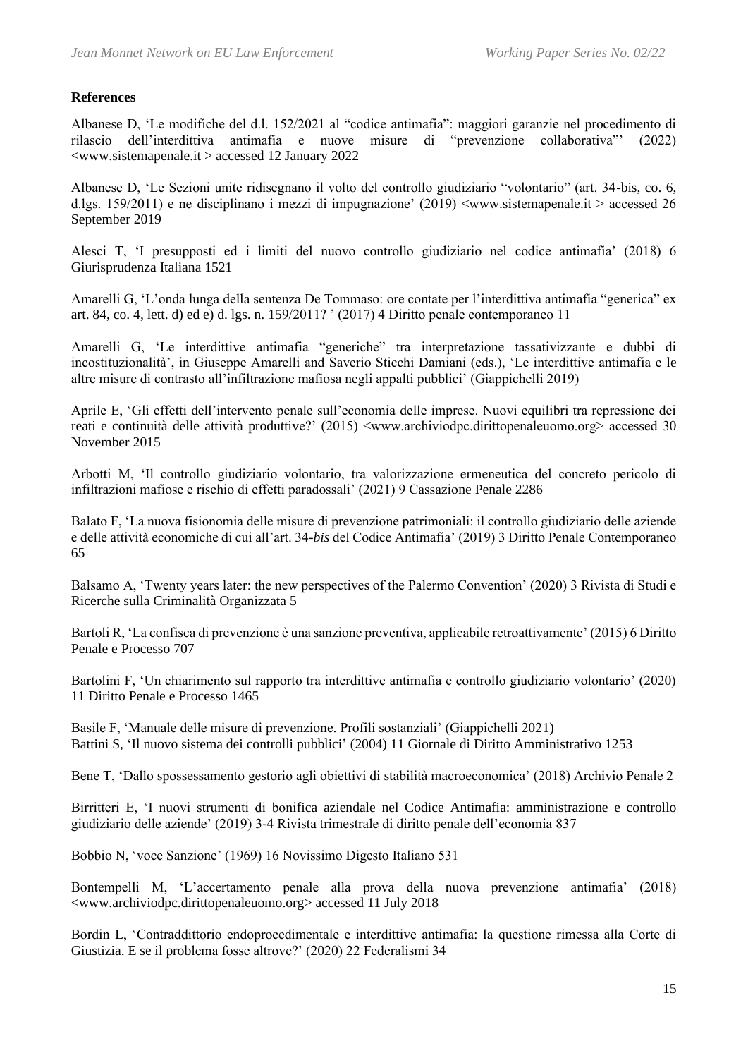**References**

Albanese D, 'Le modifiche del d.l. 152/2021 al "codice antimafia": maggiori garanzie nel procedimento di rilascio dell'interdittiva antimafia e nuove misure di "prevenzione collaborativa"' (2022) <www.sistemapenale.it > accessed 12 January 2022

Albanese D, 'Le Sezioni unite ridisegnano il volto del controllo giudiziario "volontario" (art. 34-bis, co. 6, d.lgs. 159/2011) e ne disciplinano i mezzi di impugnazione' (2019) <www.sistemapenale.it > accessed 26 September 2019

Alesci T, 'I presupposti ed i limiti del nuovo controllo giudiziario nel codice antimafia' (2018) 6 Giurisprudenza Italiana 1521

Amarelli G, 'L'onda lunga della sentenza De Tommaso: ore contate per l'interdittiva antimafia "generica" ex art. 84, co. 4, lett. d) ed e) d. lgs. n. 159/2011? ' (2017) 4 Diritto penale contemporaneo 11

Amarelli G, 'Le interdittive antimafia "generiche" tra interpretazione tassativizzante e dubbi di incostituzionalità', in Giuseppe Amarelli and Saverio Sticchi Damiani (eds.), 'Le interdittive antimafia e le altre misure di contrasto all'infiltrazione mafiosa negli appalti pubblici' (Giappichelli 2019)

Aprile E, 'Gli effetti dell'intervento penale sull'economia delle imprese. Nuovi equilibri tra repressione dei reati e continuità delle attività produttive?' (2015) <www.archiviodpc.dirittopenaleuomo.org> accessed 30 November 2015

Arbotti M, 'Il controllo giudiziario volontario, tra valorizzazione ermeneutica del concreto pericolo di infiltrazioni mafiose e rischio di effetti paradossali' (2021) 9 Cassazione Penale 2286

Balato F, 'La nuova fisionomia delle misure di prevenzione patrimoniali: il controllo giudiziario delle aziende e delle attività economiche di cui all'art. 34-*bis* del Codice Antimafia' (2019) 3 Diritto Penale Contemporaneo 65

Balsamo A, 'Twenty years later: the new perspectives of the Palermo Convention' (2020) 3 Rivista di Studi e Ricerche sulla Criminalità Organizzata 5

Bartoli R, 'La confisca di prevenzione è una sanzione preventiva, applicabile retroattivamente' (2015) 6 Diritto Penale e Processo 707

Bartolini F, 'Un chiarimento sul rapporto tra interdittive antimafia e controllo giudiziario volontario' (2020) 11 Diritto Penale e Processo 1465

Basile F, 'Manuale delle misure di prevenzione. Profili sostanziali' (Giappichelli 2021)

Battini S, 'Il nuovo sistema dei controlli pubblici' (2004) 11 Giornale di Diritto Amministrativo 1253

Bene T, 'Dallo spossessamento gestorio agli obiettivi di stabilità macroeconomica' (2018) Archivio Penale 2

Birritteri E, 'I nuovi strumenti di bonifica aziendale nel Codice Antimafia: amministrazione e controllo giudiziario delle aziende' (2019) 3-4 Rivista trimestrale di diritto penale dell'economia 837

Bobbio N, 'voce Sanzione' (1969) 16 Novissimo Digesto Italiano 531

Bontempelli M, 'L'accertamento penale alla prova della nuova prevenzione antimafia' (2018) <www.archiviodpc.dirittopenaleuomo.org> accessed 11 July 2018

Bordin L, 'Contraddittorio endoprocedimentale e interdittive antimafia: la questione rimessa alla Corte di Giustizia. E se il problema fosse altrove?' (2020) 22 Federalismi 34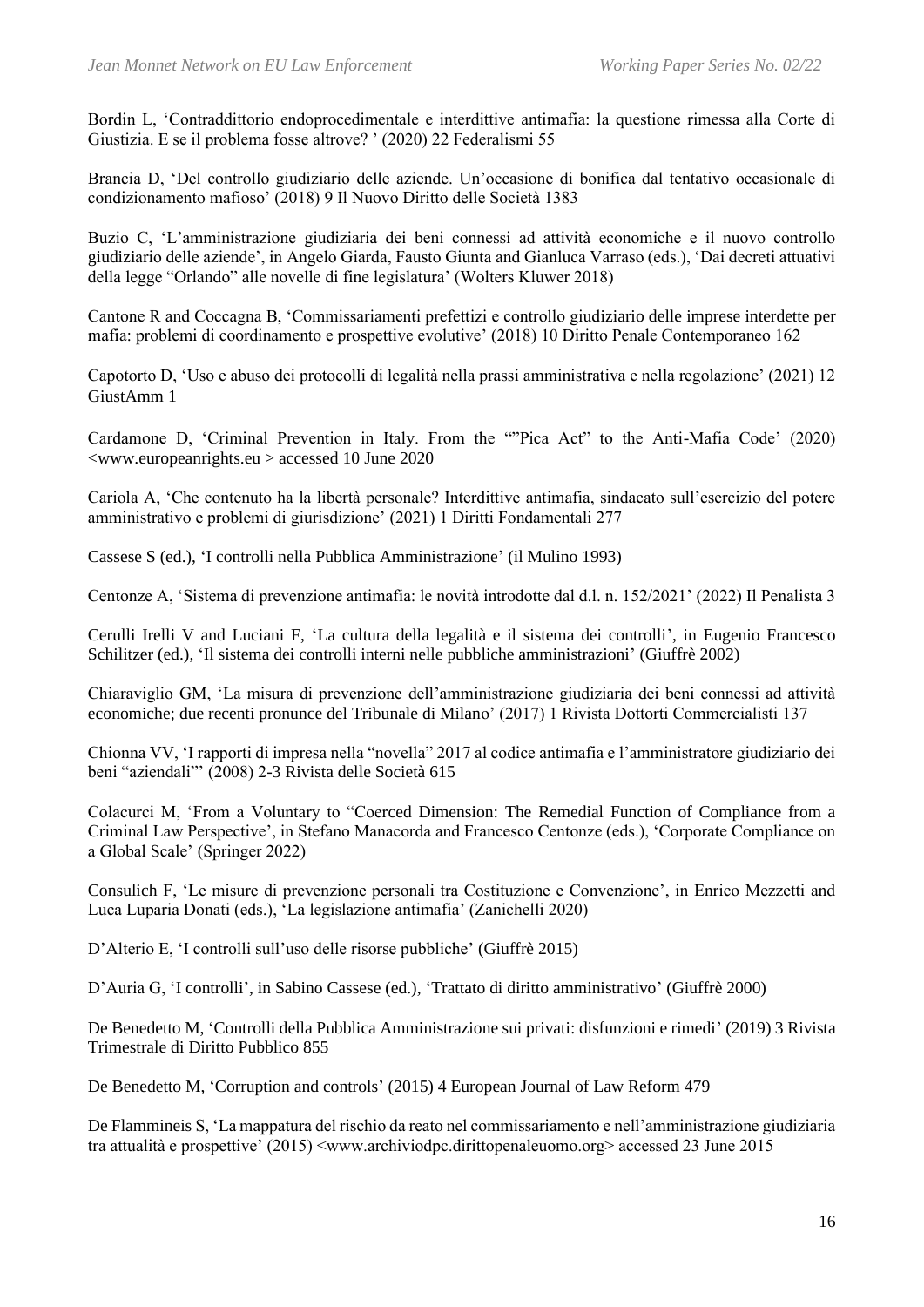Bordin L, 'Contraddittorio endoprocedimentale e interdittive antimafia: la questione rimessa alla Corte di Giustizia. E se il problema fosse altrove? ' (2020) 22 Federalismi 55

Brancia D, 'Del controllo giudiziario delle aziende. Un'occasione di bonifica dal tentativo occasionale di condizionamento mafioso' (2018) 9 Il Nuovo Diritto delle Società 1383

Buzio C, 'L'amministrazione giudiziaria dei beni connessi ad attività economiche e il nuovo controllo giudiziario delle aziende', in Angelo Giarda, Fausto Giunta and Gianluca Varraso (eds.), 'Dai decreti attuativi della legge "Orlando" alle novelle di fine legislatura' (Wolters Kluwer 2018)

Cantone R and Coccagna B, 'Commissariamenti prefettizi e controllo giudiziario delle imprese interdette per mafia: problemi di coordinamento e prospettive evolutive' (2018) 10 Diritto Penale Contemporaneo 162

Capotorto D, 'Uso e abuso dei protocolli di legalità nella prassi amministrativa e nella regolazione' (2021) 12 GiustAmm 1

Cardamone D, 'Criminal Prevention in Italy. From the ""Pica Act" to the Anti-Mafia Code' (2020) <www.europeanrights.eu > accessed 10 June 2020

Cariola A, 'Che contenuto ha la libertà personale? Interdittive antimafia, sindacato sull'esercizio del potere amministrativo e problemi di giurisdizione' (2021) 1 Diritti Fondamentali 277

Cassese S (ed.), 'I controlli nella Pubblica Amministrazione' (il Mulino 1993)

Centonze A, 'Sistema di prevenzione antimafia: le novità introdotte dal d.l. n. 152/2021' (2022) Il Penalista 3

Cerulli Irelli V and Luciani F, 'La cultura della legalità e il sistema dei controlli', in Eugenio Francesco Schilitzer (ed.), 'Il sistema dei controlli interni nelle pubbliche amministrazioni' (Giuffrè 2002)

Chiaraviglio GM, 'La misura di prevenzione dell'amministrazione giudiziaria dei beni connessi ad attività economiche; due recenti pronunce del Tribunale di Milano' (2017) 1 Rivista Dottorti Commercialisti 137

Chionna VV, 'I rapporti di impresa nella "novella" 2017 al codice antimafia e l'amministratore giudiziario dei beni "aziendali"' (2008) 2-3 Rivista delle Società 615

Colacurci M, 'From a Voluntary to "Coerced Dimension: The Remedial Function of Compliance from a Criminal Law Perspective', in Stefano Manacorda and Francesco Centonze (eds.), 'Corporate Compliance on a Global Scale' (Springer 2022)

Consulich F, 'Le misure di prevenzione personali tra Costituzione e Convenzione', in Enrico Mezzetti and Luca Luparia Donati (eds.), 'La legislazione antimafia' (Zanichelli 2020)

D'Alterio E, 'I controlli sull'uso delle risorse pubbliche' (Giuffrè 2015)

D'Auria G, 'I controlli', in Sabino Cassese (ed.), 'Trattato di diritto amministrativo' (Giuffrè 2000)

De Benedetto M, 'Controlli della Pubblica Amministrazione sui privati: disfunzioni e rimedi' (2019) 3 Rivista Trimestrale di Diritto Pubblico 855

De Benedetto M, 'Corruption and controls' (2015) 4 European Journal of Law Reform 479

De Flammineis S, 'La mappatura del rischio da reato nel commissariamento e nell'amministrazione giudiziaria tra attualità e prospettive' (2015) <www.archiviodpc.dirittopenaleuomo.org> accessed 23 June 2015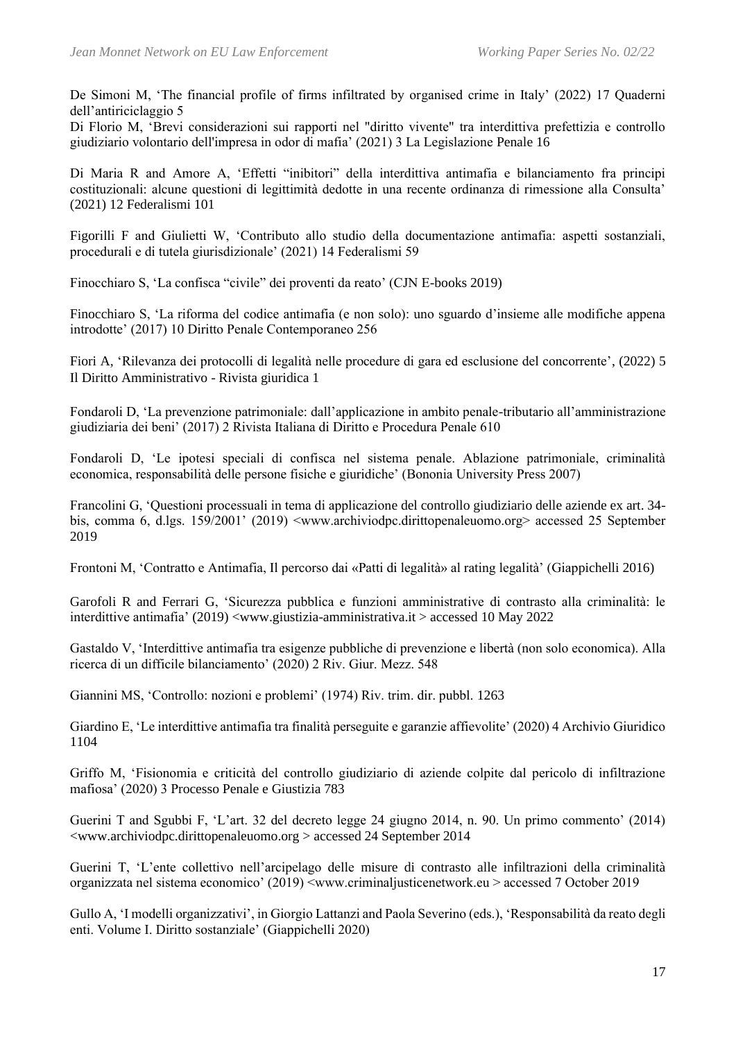De Simoni M, 'The financial profile of firms infiltrated by organised crime in Italy' (2022) 17 Quaderni dell'antiriciclaggio 5

Di Florio M, 'Brevi considerazioni sui rapporti nel "diritto vivente" tra interdittiva prefettizia e controllo giudiziario volontario dell'impresa in odor di mafia' (2021) 3 La Legislazione Penale 16

Di Maria R and Amore A, 'Effetti "inibitori" della interdittiva antimafia e bilanciamento fra principi costituzionali: alcune questioni di legittimità dedotte in una recente ordinanza di rimessione alla Consulta' (2021) 12 Federalismi 101

Figorilli F and Giulietti W, 'Contributo allo studio della documentazione antimafia: aspetti sostanziali, procedurali e di tutela giurisdizionale' (2021) 14 Federalismi 59

Finocchiaro S, 'La confisca "civile" dei proventi da reato' (CJN E-books 2019)

Finocchiaro S, 'La riforma del codice antimafia (e non solo): uno sguardo d'insieme alle modifiche appena introdotte' (2017) 10 Diritto Penale Contemporaneo 256

Fiori A, 'Rilevanza dei protocolli di legalità nelle procedure di gara ed esclusione del concorrente', (2022) 5 Il Diritto Amministrativo - Rivista giuridica 1

Fondaroli D, 'La prevenzione patrimoniale: dall'applicazione in ambito penale-tributario all'amministrazione giudiziaria dei beni' (2017) 2 Rivista Italiana di Diritto e Procedura Penale 610

Fondaroli D, 'Le ipotesi speciali di confisca nel sistema penale. Ablazione patrimoniale, criminalità economica, responsabilità delle persone fisiche e giuridiche' (Bononia University Press 2007)

Francolini G, 'Questioni processuali in tema di applicazione del controllo giudiziario delle aziende ex art. 34-bis, comma 6, d.lgs. 159/2001' (2019) <www.archiviodpc.dirittopenaleuomo.org> accessed 25 September 2019

Frontoni M, 'Contratto e Antimafia, Il percorso dai «Patti di legalità» al rating legalità' (Giappichelli 2016)

Garofoli R and Ferrari G, 'Sicurezza pubblica e funzioni amministrative di contrasto alla criminalità: le interdittive antimafia' (2019) <www.giustizia-amministrativa.it > accessed 10 May 2022

Gastaldo V, 'Interdittive antimafia tra esigenze pubbliche di prevenzione e libertà (non solo economica). Alla ricerca di un difficile bilanciamento' (2020) 2 Riv. Giur. Mezz. 548

Giannini MS, 'Controllo: nozioni e problemi' (1974) Riv. trim. dir. pubbl. 1263

Giardino E, 'Le interdittive antimafia tra finalità perseguite e garanzie affievolite' (2020) 4 Archivio Giuridico 1104

Griffo M, 'Fisionomia e criticità del controllo giudiziario di aziende colpite dal pericolo di infiltrazione mafiosa' (2020) 3 Processo Penale e Giustizia 783

Guerini T and Sgubbi F, 'L'art. 32 del decreto legge 24 giugno 2014, n. 90. Un primo commento' (2014) <www.archiviodpc.dirittopenaleuomo.org > accessed 24 September 2014

Guerini T, 'L'ente collettivo nell'arcipelago delle misure di contrasto alle infiltrazioni della criminalità organizzata nel sistema economico' (2019) <www.criminaljusticenetwork.eu > accessed 7 October 2019

Gullo A, 'I modelli organizzativi', in Giorgio Lattanzi and Paola Severino (eds.), 'Responsabilità da reato degli enti. Volume I. Diritto sostanziale' (Giappichelli 2020)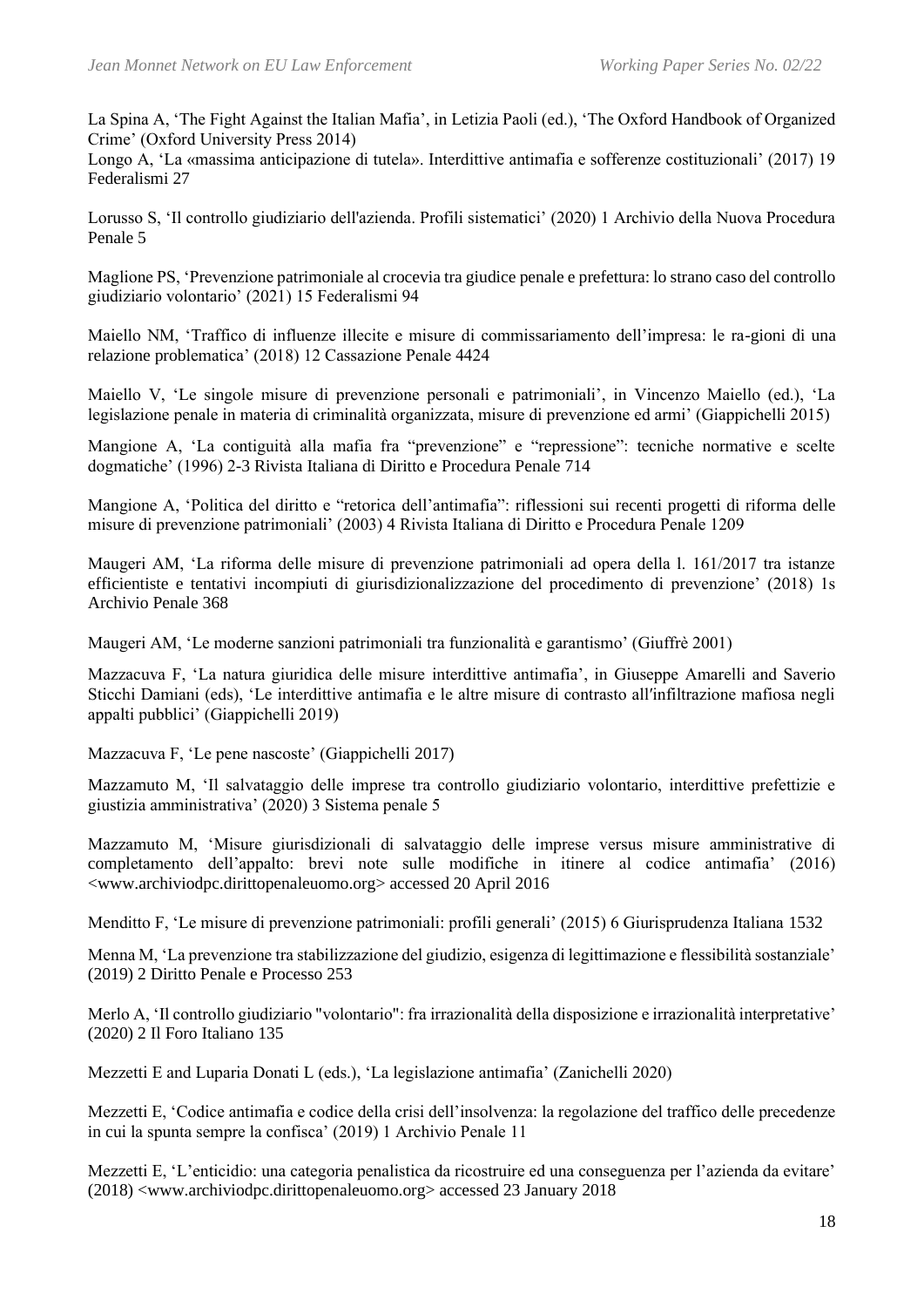La Spina A, 'The Fight Against the Italian Mafia', in Letizia Paoli (ed.), 'The Oxford Handbook of Organized Crime' (Oxford University Press 2014)

Longo A, 'La «massima anticipazione di tutela». Interdittive antimafia e sofferenze costituzionali' (2017) 19 Federalismi 27

Lorusso S, 'Il controllo giudiziario dell'azienda. Profili sistematici' (2020) 1 Archivio della Nuova Procedura Penale 5

Maglione PS, 'Prevenzione patrimoniale al crocevia tra giudice penale e prefettura: lo strano caso del controllo giudiziario volontario' (2021) 15 Federalismi 94

Maiello NM, 'Traffico di influenze illecite e misure di commissariamento dell'impresa: le ra-gioni di una relazione problematica' (2018) 12 Cassazione Penale 4424

Maiello V, 'Le singole misure di prevenzione personali e patrimoniali', in Vincenzo Maiello (ed.), 'La legislazione penale in materia di criminalità organizzata, misure di prevenzione ed armi' (Giappichelli 2015)

Mangione A, 'La contiguità alla mafia fra "prevenzione" e "repressione": tecniche normative e scelte dogmatiche' (1996) 2-3 Rivista Italiana di Diritto e Procedura Penale 714

Mangione A, 'Politica del diritto e "retorica dell'antimafia": riflessioni sui recenti progetti di riforma delle misure di prevenzione patrimoniali' (2003) 4 Rivista Italiana di Diritto e Procedura Penale 1209

Maugeri AM, 'La riforma delle misure di prevenzione patrimoniali ad opera della l. 161/2017 tra istanze efficientiste e tentativi incompiuti di giurisdizionalizzazione del procedimento di prevenzione' (2018) 1s Archivio Penale 368

Maugeri AM, 'Le moderne sanzioni patrimoniali tra funzionalità e garantismo' (Giuffrè 2001)

Mazzacuva F, 'La natura giuridica delle misure interdittive antimafia', in Giuseppe Amarelli and Saverio Sticchi Damiani (eds), 'Le interdittive antimafia e le altre misure di contrasto all'infiltrazione mafiosa negli appalti pubblici' (Giappichelli 2019)

Mazzacuva F, 'Le pene nascoste' (Giappichelli 2017)

Mazzamuto M, 'Il salvataggio delle imprese tra controllo giudiziario volontario, interdittive prefettizie e giustizia amministrativa' (2020) 3 Sistema penale 5

Mazzamuto M, 'Misure giurisdizionali di salvataggio delle imprese versus misure amministrative di completamento dell'appalto: brevi note sulle modifiche in itinere al codice antimafia' (2016) <www.archiviodpc.dirittopenaleuomo.org> accessed 20 April 2016

Menditto F, 'Le misure di prevenzione patrimoniali: profili generali' (2015) 6 Giurisprudenza Italiana 1532

Menna M, 'La prevenzione tra stabilizzazione del giudizio, esigenza di legittimazione e flessibilità sostanziale' (2019) 2 Diritto Penale e Processo 253

Merlo A, 'Il controllo giudiziario "volontario": fra irrazionalità della disposizione e irrazionalità interpretative' (2020) 2 Il Foro Italiano 135

Mezzetti E and Luparia Donati L (eds.), 'La legislazione antimafia' (Zanichelli 2020)

Mezzetti E, 'Codice antimafia e codice della crisi dell'insolvenza: la regolazione del traffico delle precedenze in cui la spunta sempre la confisca' (2019) 1 Archivio Penale 11

Mezzetti E, 'L'enticidio: una categoria penalistica da ricostruire ed una conseguenza per l'azienda da evitare' (2018) <www.archiviodpc.dirittopenaleuomo.org> accessed 23 January 2018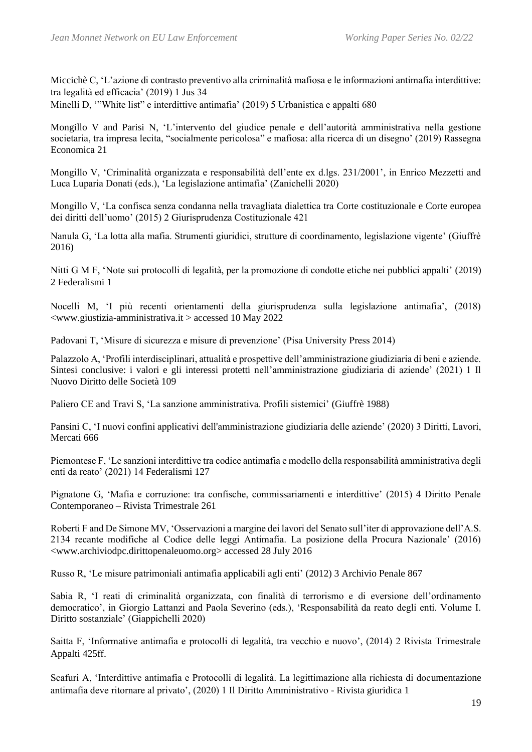Micciché C, 'L'azione di contrasto preventivo alla criminalità mafiosa e le informazioni antimafia interdittive: tra legalità ed efficacia' (2019) 1 Jus 34

Minelli D, '"White list" e interdittive antimafia' (2019) 5 Urbanistica e appalti 680

Mongillo V and Parisi N, 'L'intervento del giudice penale e dell'autorità amministrativa nella gestione societaria, tra impresa lecita, "socialmente pericolosa" e mafiosa: alla ricerca di un disegno' (2019) Rassegna Economica 21

Mongillo V, 'Criminalità organizzata e responsabilità dell'ente ex d.lgs. 231/2001', in Enrico Mezzetti and Luca Luparia Donati (eds.), 'La legislazione antimafia' (Zanichelli 2020)

Mongillo V, 'La confisca senza condanna nella travagliata dialettica tra Corte costituzionale e Corte europea dei diritti dell'uomo' (2015) 2 Giurisprudenza Costituzionale 421

Nanula G, 'La lotta alla mafia. Strumenti giuridici, strutture di coordinamento, legislazione vigente' (Giuffrè 2016)

Nitti G M F, 'Note sui protocolli di legalità, per la promozione di condotte etiche nei pubblici appalti' (2019) 2 Federalismi 1

Nocelli M, 'I più recenti orientamenti della giurisprudenza sulla legislazione antimafia', (2018) <www.giustizia-amministrativa.it > accessed 10 May 2022

Padovani T, 'Misure di sicurezza e misure di prevenzione' (Pisa University Press 2014)

Palazzolo A, 'Profili interdisciplinari, attualità e prospettive dell'amministrazione giudiziaria di beni e aziende. Sintesi conclusive: i valori e gli interessi protetti nell'amministrazione giudiziaria di aziende' (2021) 1 Il Nuovo Diritto delle Società 109

Paliero CE and Travi S, 'La sanzione amministrativa. Profili sistemici' (Giuffrè 1988)

Pansini C, 'I nuovi confini applicativi dell'amministrazione giudiziaria delle aziende' (2020) 3 Diritti, Lavori, Mercati 666

Piemontese F, 'Le sanzioni interdittive tra codice antimafia e modello della responsabilità amministrativa degli enti da reato' (2021) 14 Federalismi 127

Pignatone G, 'Mafia e corruzione: tra confische, commissariamenti e interdittive' (2015) 4 Diritto Penale Contemporaneo – Rivista Trimestrale 261

Roberti F and De Simone MV, 'Osservazioni a margine dei lavori del Senato sull'iter di approvazione dell'A.S. 2134 recante modifiche al Codice delle leggi Antimafia. La posizione della Procura Nazionale' (2016) <www.archiviodpc.dirittopenaleuomo.org> accessed 28 July 2016

Russo R, 'Le misure patrimoniali antimafia applicabili agli enti' (2012) 3 Archivio Penale 867

Sabia R, 'I reati di criminalità organizzata, con finalità di terrorismo e di eversione dell'ordinamento democratico', in Giorgio Lattanzi and Paola Severino (eds.), 'Responsabilità da reato degli enti. Volume I. Diritto sostanziale' (Giappichelli 2020)

Saitta F, 'Informative antimafia e protocolli di legalità, tra vecchio e nuovo', (2014) 2 Rivista Trimestrale Appalti 425ff.

Scafuri A, 'Interdittive antimafia e Protocolli di legalità. La legittimazione alla richiesta di documentazione antimafia deve ritornare al privato', (2020) 1 Il Diritto Amministrativo - Rivista giuridica 1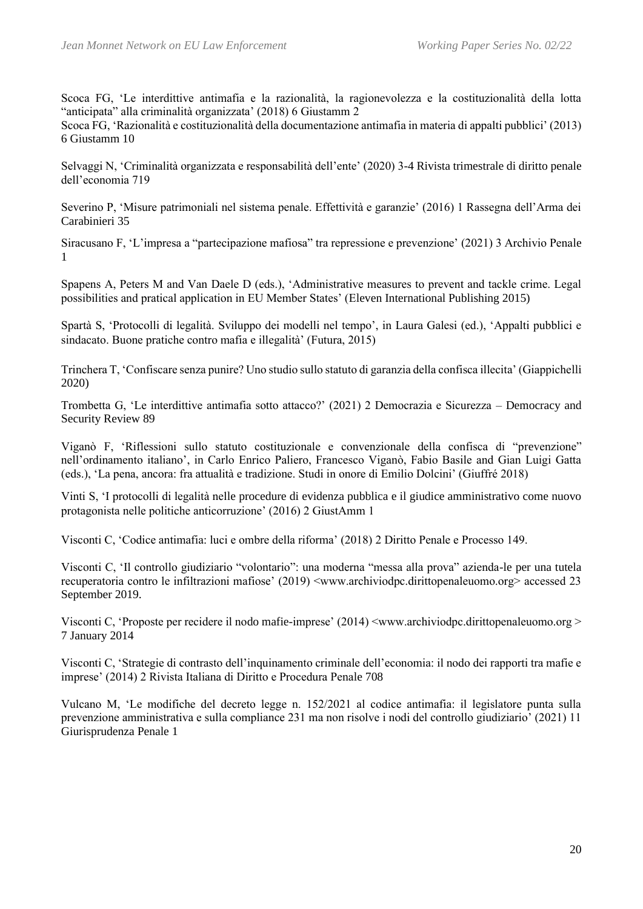Scoca FG, 'Le interdittive antimafia e la razionalità, la ragionevolezza e la costituzionalità della lotta "anticipata" alla criminalità organizzata' (2018) 6 Giustamm 2

Scoca FG, 'Razionalità e costituzionalità della documentazione antimafia in materia di appalti pubblici' (2013) 6 Giustamm 10

Selvaggi N, 'Criminalità organizzata e responsabilità dell'ente' (2020) 3-4 Rivista trimestrale di diritto penale dell'economia 719

Severino P, 'Misure patrimoniali nel sistema penale. Effettività e garanzie' (2016) 1 Rassegna dell'Arma dei Carabinieri 35

Siracusano F, 'L'impresa a "partecipazione mafiosa" tra repressione e prevenzione' (2021) 3 Archivio Penale 1

Spapens A, Peters M and Van Daele D (eds.), 'Administrative measures to prevent and tackle crime. Legal possibilities and pratical application in EU Member States' (Eleven International Publishing 2015)

Spartà S, 'Protocolli di legalità. Sviluppo dei modelli nel tempo', in Laura Galesi (ed.), 'Appalti pubblici e sindacato. Buone pratiche contro mafia e illegalità' (Futura, 2015)

Trinchera T, 'Confiscare senza punire? Uno studio sullo statuto di garanzia della confisca illecita' (Giappichelli 2020)

Trombetta G, 'Le interdittive antimafia sotto attacco?' (2021) 2 Democrazia e Sicurezza – Democracy and Security Review 89

Viganò F, 'Riflessioni sullo statuto costituzionale e convenzionale della confisca di "prevenzione" nell'ordinamento italiano', in Carlo Enrico Paliero, Francesco Viganò, Fabio Basile and Gian Luigi Gatta (eds.), 'La pena, ancora: fra attualità e tradizione. Studi in onore di Emilio Dolcini' (Giuffré 2018)

Vinti S, 'I protocolli di legalità nelle procedure di evidenza pubblica e il giudice amministrativo come nuovo protagonista nelle politiche anticorruzione' (2016) 2 GiustAmm 1

Visconti C, 'Codice antimafia: luci e ombre della riforma' (2018) 2 Diritto Penale e Processo 149.

Visconti C, 'Il controllo giudiziario "volontario": una moderna "messa alla prova" azienda-le per una tutela recuperatoria contro le infiltrazioni mafiose' (2019) <www.archiviodpc.dirittopenaleuomo.org> accessed 23 September 2019.

Visconti C, 'Proposte per recidere il nodo mafie-imprese' (2014) <www.archiviodpc.dirittopenaleuomo.org > 7 January 2014

Visconti C, 'Strategie di contrasto dell'inquinamento criminale dell'economia: il nodo dei rapporti tra mafie e imprese' (2014) 2 Rivista Italiana di Diritto e Procedura Penale 708

Vulcano M, 'Le modifiche del decreto legge n. 152/2021 al codice antimafia: il legislatore punta sulla prevenzione amministrativa e sulla compliance 231 ma non risolve i nodi del controllo giudiziario' (2021) 11 Giurisprudenza Penale 1